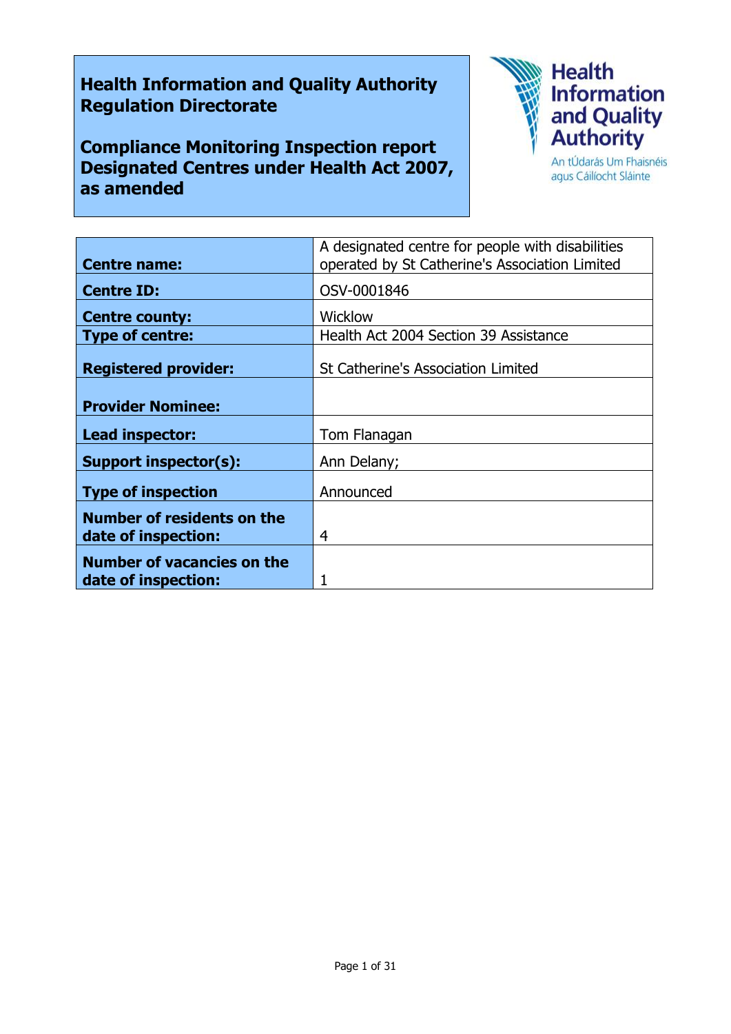**Health Information and Quality Authority**
**Regulation Directorate**

**Compliance Monitoring Inspection report**
**Designated Centres under Health Act 2007, as amended**

Health Information and Quality Authority
An tÚdarás Um Fhaisnéis agus Cáilíocht Sláinte

| | |
|---|---|
| **Centre name:** | A designated centre for people with disabilities operated by St Catherine's Association Limited |
| **Centre ID:** | OSV-0001846 |
| **Centre county:** | Wicklow |
| **Type of centre:** | Health Act 2004 Section 39 Assistance |
| **Registered provider:** | St Catherine's Association Limited |
| **Provider Nominee:** | |
| **Lead inspector:** | Tom Flanagan |
| **Support inspector(s):** | Ann Delany; |
| **Type of inspection** | Announced |
| **Number of residents on the date of inspection:** | 4 |
| **Number of vacancies on the date of inspection:** | 1 |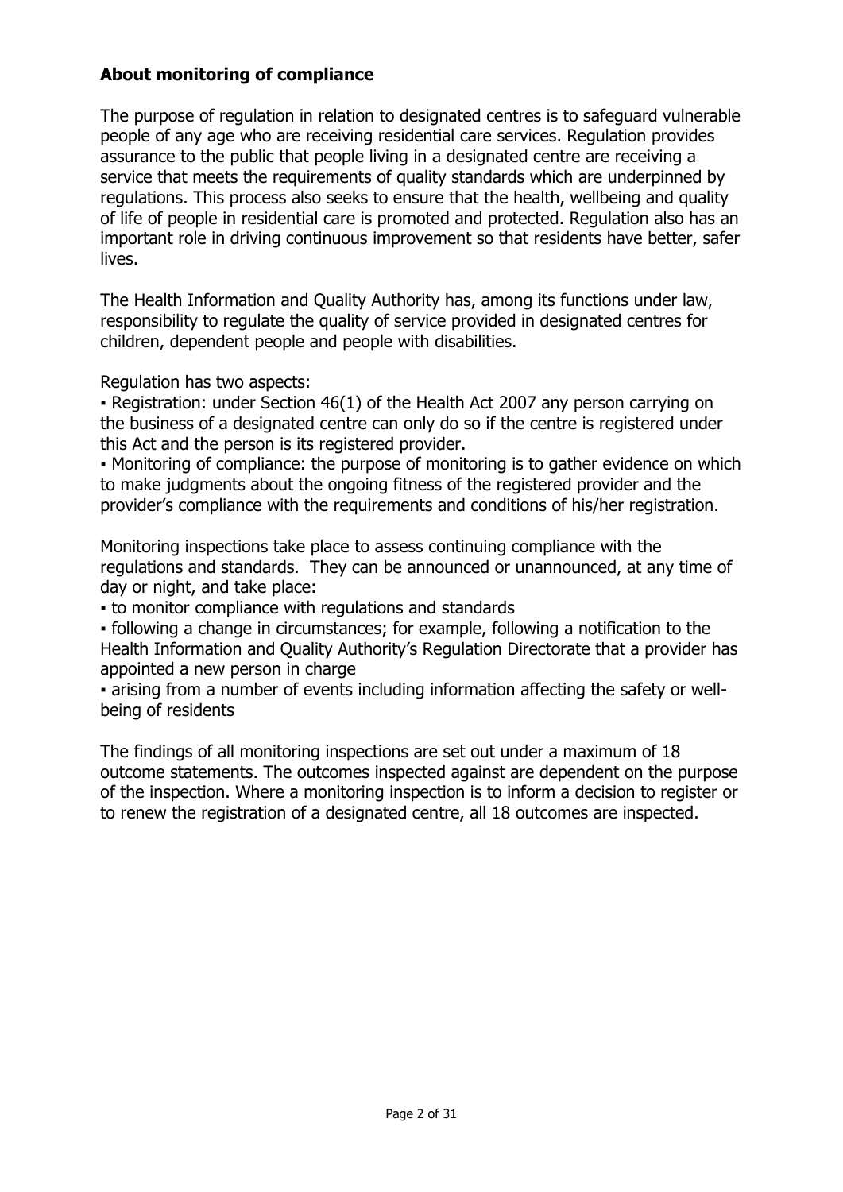## About monitoring of compliance

The purpose of regulation in relation to designated centres is to safeguard vulnerable people of any age who are receiving residential care services. Regulation provides assurance to the public that people living in a designated centre are receiving a service that meets the requirements of quality standards which are underpinned by regulations. This process also seeks to ensure that the health, wellbeing and quality of life of people in residential care is promoted and protected. Regulation also has an important role in driving continuous improvement so that residents have better, safer lives.

The Health Information and Quality Authority has, among its functions under law, responsibility to regulate the quality of service provided in designated centres for children, dependent people and people with disabilities.

Regulation has two aspects:

- Registration: under Section 46(1) of the Health Act 2007 any person carrying on the business of a designated centre can only do so if the centre is registered under this Act and the person is its registered provider.
- Monitoring of compliance: the purpose of monitoring is to gather evidence on which to make judgments about the ongoing fitness of the registered provider and the provider's compliance with the requirements and conditions of his/her registration.

Monitoring inspections take place to assess continuing compliance with the regulations and standards. They can be announced or unannounced, at any time of day or night, and take place:

- to monitor compliance with regulations and standards
- following a change in circumstances; for example, following a notification to the Health Information and Quality Authority's Regulation Directorate that a provider has appointed a new person in charge
- arising from a number of events including information affecting the safety or well-being of residents

The findings of all monitoring inspections are set out under a maximum of 18 outcome statements. The outcomes inspected against are dependent on the purpose of the inspection. Where a monitoring inspection is to inform a decision to register or to renew the registration of a designated centre, all 18 outcomes are inspected.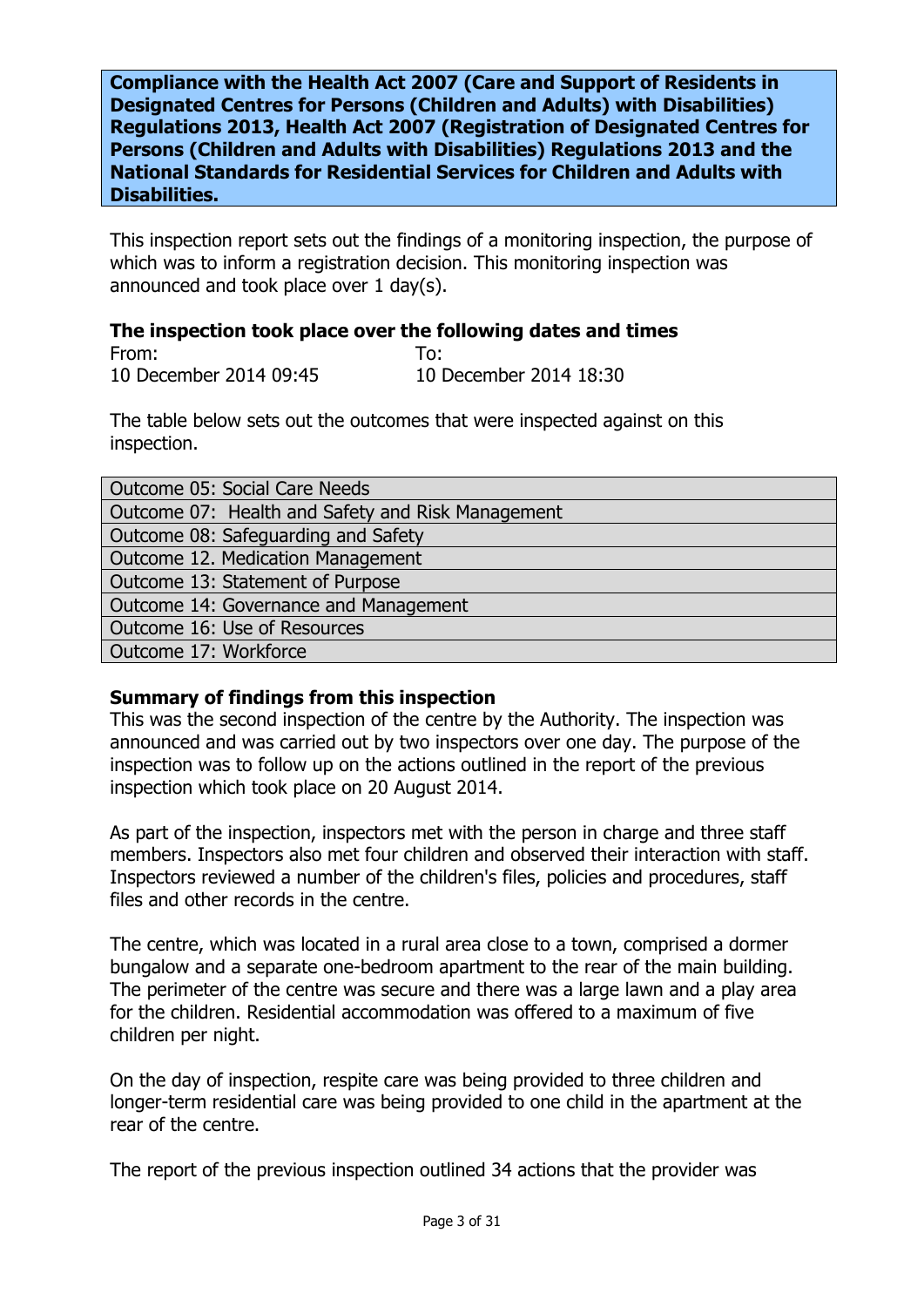**Compliance with the Health Act 2007 (Care and Support of Residents in Designated Centres for Persons (Children and Adults) with Disabilities) Regulations 2013, Health Act 2007 (Registration of Designated Centres for Persons (Children and Adults with Disabilities) Regulations 2013 and the National Standards for Residential Services for Children and Adults with Disabilities.**

This inspection report sets out the findings of a monitoring inspection, the purpose of which was to inform a registration decision. This monitoring inspection was announced and took place over 1 day(s).

**The inspection took place over the following dates and times**

| From: | To: |
|---|---|
| 10 December 2014 09:45 | 10 December 2014 18:30 |

The table below sets out the outcomes that were inspected against on this inspection.

| |
|---|
| Outcome 05: Social Care Needs |
| Outcome 07: Health and Safety and Risk Management |
| Outcome 08: Safeguarding and Safety |
| Outcome 12. Medication Management |
| Outcome 13: Statement of Purpose |
| Outcome 14: Governance and Management |
| Outcome 16: Use of Resources |
| Outcome 17: Workforce |

**Summary of findings from this inspection**

This was the second inspection of the centre by the Authority. The inspection was announced and was carried out by two inspectors over one day. The purpose of the inspection was to follow up on the actions outlined in the report of the previous inspection which took place on 20 August 2014.

As part of the inspection, inspectors met with the person in charge and three staff members. Inspectors also met four children and observed their interaction with staff. Inspectors reviewed a number of the children's files, policies and procedures, staff files and other records in the centre.

The centre, which was located in a rural area close to a town, comprised a dormer bungalow and a separate one-bedroom apartment to the rear of the main building. The perimeter of the centre was secure and there was a large lawn and a play area for the children. Residential accommodation was offered to a maximum of five children per night.

On the day of inspection, respite care was being provided to three children and longer-term residential care was being provided to one child in the apartment at the rear of the centre.

The report of the previous inspection outlined 34 actions that the provider was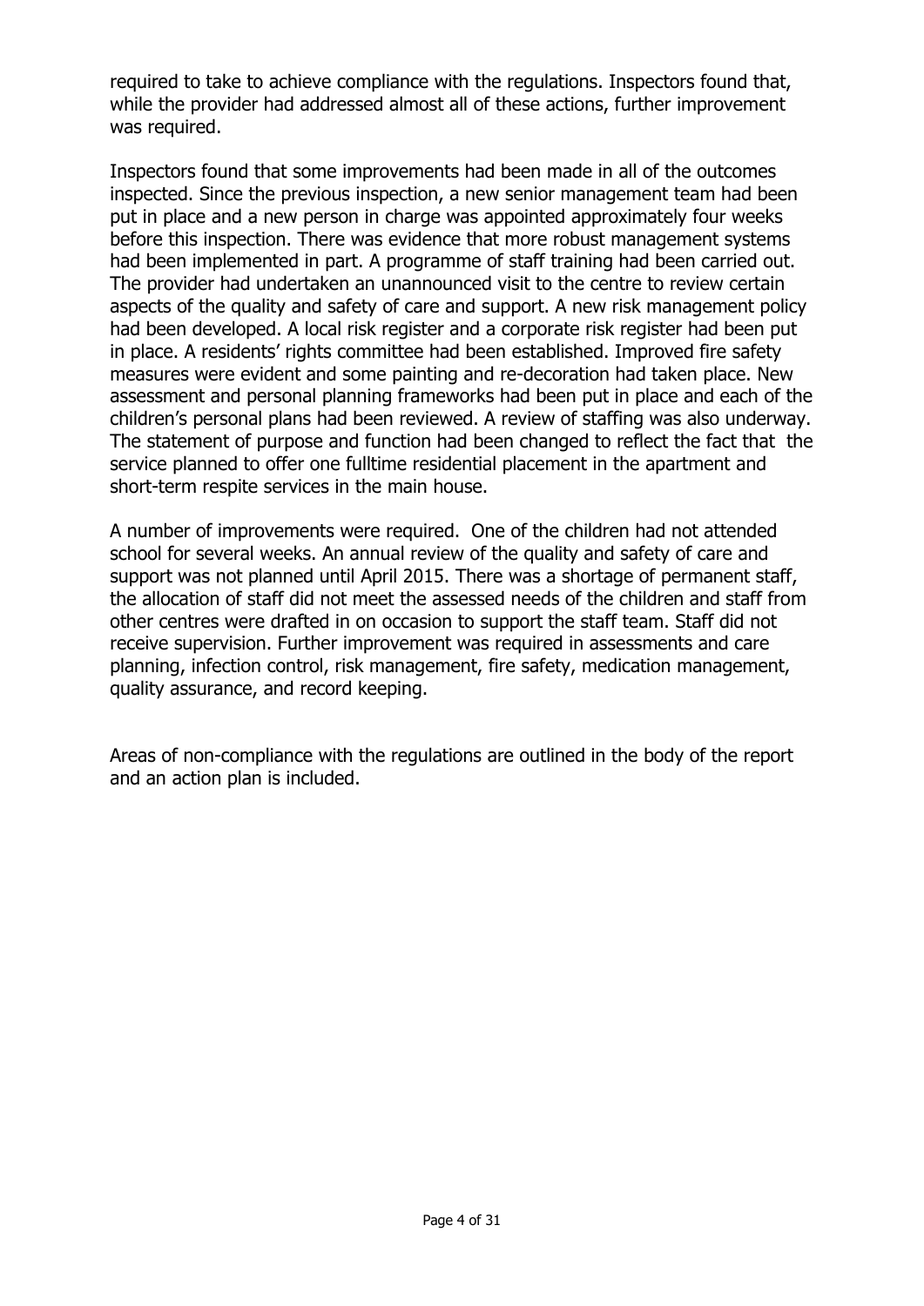required to take to achieve compliance with the regulations. Inspectors found that, while the provider had addressed almost all of these actions, further improvement was required.

Inspectors found that some improvements had been made in all of the outcomes inspected. Since the previous inspection, a new senior management team had been put in place and a new person in charge was appointed approximately four weeks before this inspection. There was evidence that more robust management systems had been implemented in part. A programme of staff training had been carried out. The provider had undertaken an unannounced visit to the centre to review certain aspects of the quality and safety of care and support. A new risk management policy had been developed. A local risk register and a corporate risk register had been put in place. A residents' rights committee had been established. Improved fire safety measures were evident and some painting and re-decoration had taken place. New assessment and personal planning frameworks had been put in place and each of the children's personal plans had been reviewed. A review of staffing was also underway. The statement of purpose and function had been changed to reflect the fact that the service planned to offer one fulltime residential placement in the apartment and short-term respite services in the main house.

A number of improvements were required. One of the children had not attended school for several weeks. An annual review of the quality and safety of care and support was not planned until April 2015. There was a shortage of permanent staff, the allocation of staff did not meet the assessed needs of the children and staff from other centres were drafted in on occasion to support the staff team. Staff did not receive supervision. Further improvement was required in assessments and care planning, infection control, risk management, fire safety, medication management, quality assurance, and record keeping.

Areas of non-compliance with the regulations are outlined in the body of the report and an action plan is included.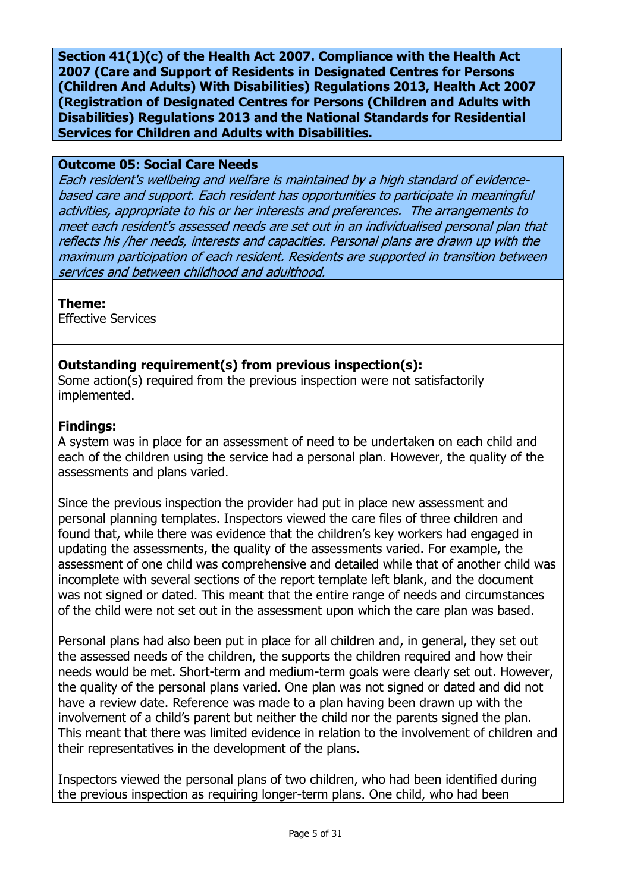**Section 41(1)(c) of the Health Act 2007. Compliance with the Health Act 2007 (Care and Support of Residents in Designated Centres for Persons (Children And Adults) With Disabilities) Regulations 2013, Health Act 2007 (Registration of Designated Centres for Persons (Children and Adults with Disabilities) Regulations 2013 and the National Standards for Residential Services for Children and Adults with Disabilities.**

**Outcome 05: Social Care Needs**

*Each resident's wellbeing and welfare is maintained by a high standard of evidence-based care and support. Each resident has opportunities to participate in meaningful activities, appropriate to his or her interests and preferences. The arrangements to meet each resident's assessed needs are set out in an individualised personal plan that reflects his /her needs, interests and capacities. Personal plans are drawn up with the maximum participation of each resident. Residents are supported in transition between services and between childhood and adulthood.*

**Theme:**
Effective Services

**Outstanding requirement(s) from previous inspection(s):**
Some action(s) required from the previous inspection were not satisfactorily implemented.

**Findings:**
A system was in place for an assessment of need to be undertaken on each child and each of the children using the service had a personal plan. However, the quality of the assessments and plans varied.

Since the previous inspection the provider had put in place new assessment and personal planning templates. Inspectors viewed the care files of three children and found that, while there was evidence that the children's key workers had engaged in updating the assessments, the quality of the assessments varied. For example, the assessment of one child was comprehensive and detailed while that of another child was incomplete with several sections of the report template left blank, and the document was not signed or dated. This meant that the entire range of needs and circumstances of the child were not set out in the assessment upon which the care plan was based.

Personal plans had also been put in place for all children and, in general, they set out the assessed needs of the children, the supports the children required and how their needs would be met. Short-term and medium-term goals were clearly set out. However, the quality of the personal plans varied. One plan was not signed or dated and did not have a review date. Reference was made to a plan having been drawn up with the involvement of a child's parent but neither the child nor the parents signed the plan. This meant that there was limited evidence in relation to the involvement of children and their representatives in the development of the plans.

Inspectors viewed the personal plans of two children, who had been identified during the previous inspection as requiring longer-term plans. One child, who had been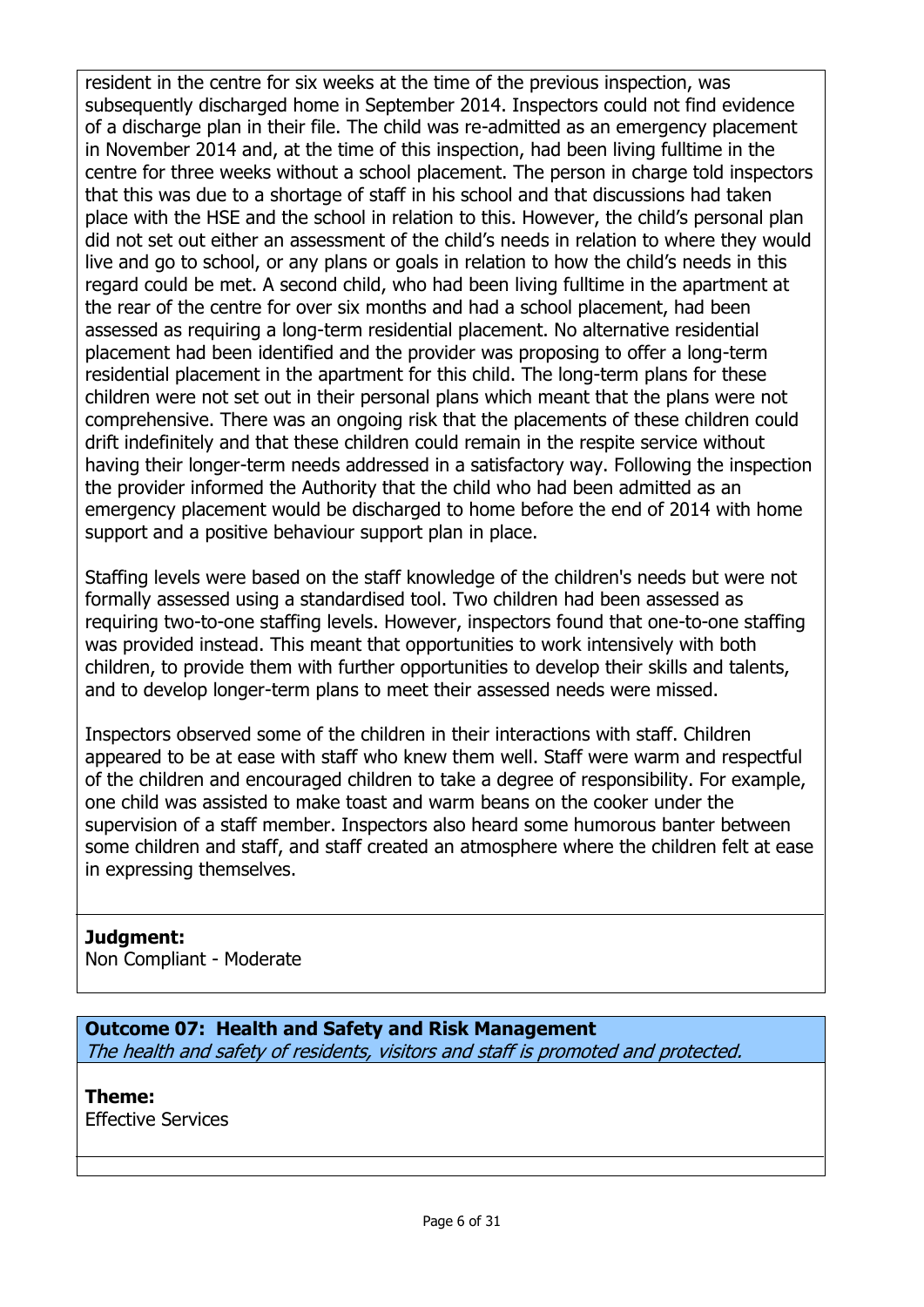resident in the centre for six weeks at the time of the previous inspection, was subsequently discharged home in September 2014. Inspectors could not find evidence of a discharge plan in their file. The child was re-admitted as an emergency placement in November 2014 and, at the time of this inspection, had been living fulltime in the centre for three weeks without a school placement. The person in charge told inspectors that this was due to a shortage of staff in his school and that discussions had taken place with the HSE and the school in relation to this. However, the child's personal plan did not set out either an assessment of the child's needs in relation to where they would live and go to school, or any plans or goals in relation to how the child's needs in this regard could be met. A second child, who had been living fulltime in the apartment at the rear of the centre for over six months and had a school placement, had been assessed as requiring a long-term residential placement. No alternative residential placement had been identified and the provider was proposing to offer a long-term residential placement in the apartment for this child. The long-term plans for these children were not set out in their personal plans which meant that the plans were not comprehensive. There was an ongoing risk that the placements of these children could drift indefinitely and that these children could remain in the respite service without having their longer-term needs addressed in a satisfactory way. Following the inspection the provider informed the Authority that the child who had been admitted as an emergency placement would be discharged to home before the end of 2014 with home support and a positive behaviour support plan in place.

Staffing levels were based on the staff knowledge of the children's needs but were not formally assessed using a standardised tool. Two children had been assessed as requiring two-to-one staffing levels. However, inspectors found that one-to-one staffing was provided instead. This meant that opportunities to work intensively with both children, to provide them with further opportunities to develop their skills and talents, and to develop longer-term plans to meet their assessed needs were missed.

Inspectors observed some of the children in their interactions with staff. Children appeared to be at ease with staff who knew them well. Staff were warm and respectful of the children and encouraged children to take a degree of responsibility. For example, one child was assisted to make toast and warm beans on the cooker under the supervision of a staff member. Inspectors also heard some humorous banter between some children and staff, and staff created an atmosphere where the children felt at ease in expressing themselves.

**Judgment:**
Non Compliant - Moderate

**Outcome 07: Health and Safety and Risk Management**
*The health and safety of residents, visitors and staff is promoted and protected.*

**Theme:**
Effective Services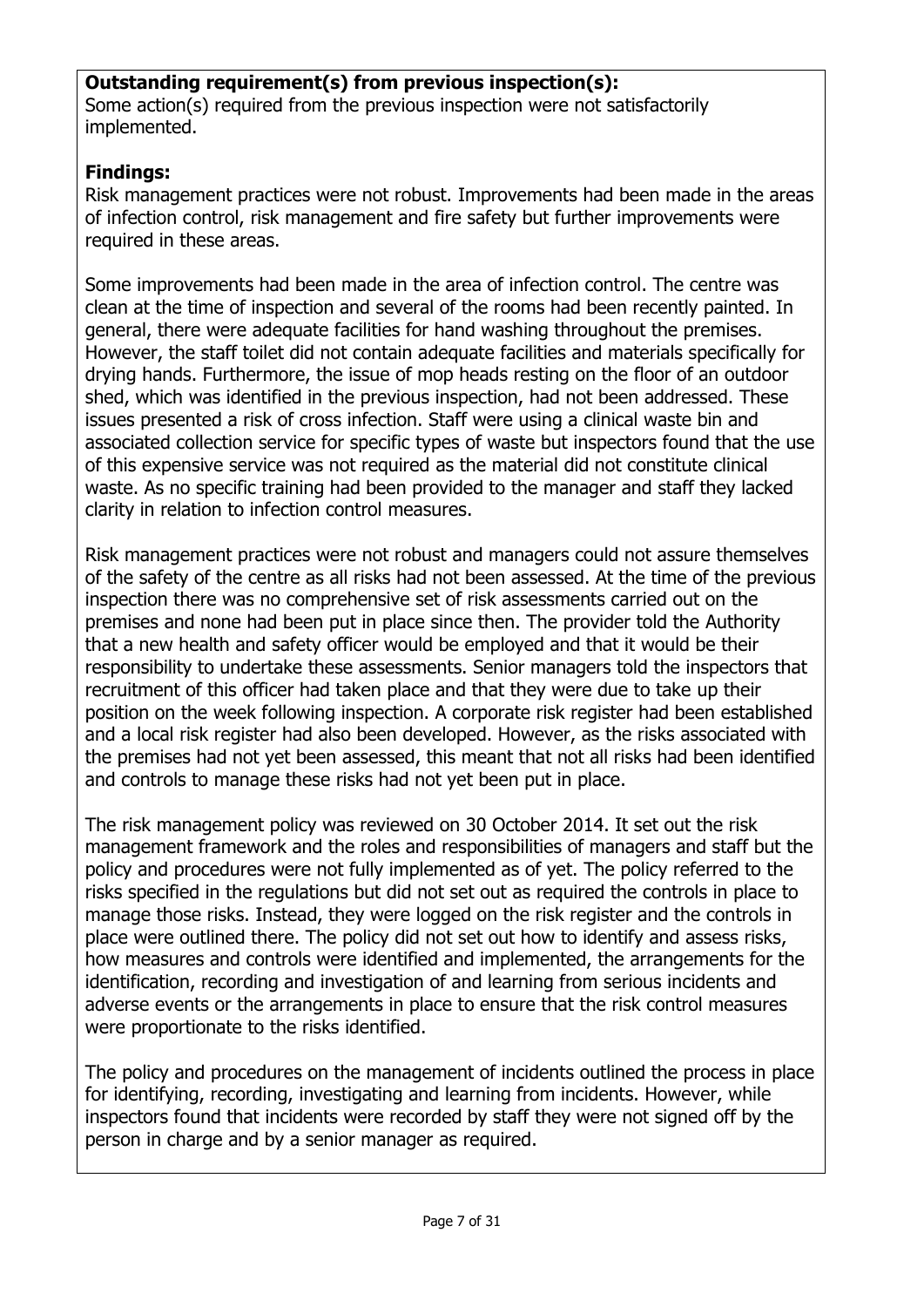**Outstanding requirement(s) from previous inspection(s):**
Some action(s) required from the previous inspection were not satisfactorily implemented.

**Findings:**
Risk management practices were not robust. Improvements had been made in the areas of infection control, risk management and fire safety but further improvements were required in these areas.

Some improvements had been made in the area of infection control. The centre was clean at the time of inspection and several of the rooms had been recently painted. In general, there were adequate facilities for hand washing throughout the premises. However, the staff toilet did not contain adequate facilities and materials specifically for drying hands. Furthermore, the issue of mop heads resting on the floor of an outdoor shed, which was identified in the previous inspection, had not been addressed. These issues presented a risk of cross infection. Staff were using a clinical waste bin and associated collection service for specific types of waste but inspectors found that the use of this expensive service was not required as the material did not constitute clinical waste. As no specific training had been provided to the manager and staff they lacked clarity in relation to infection control measures.

Risk management practices were not robust and managers could not assure themselves of the safety of the centre as all risks had not been assessed. At the time of the previous inspection there was no comprehensive set of risk assessments carried out on the premises and none had been put in place since then. The provider told the Authority that a new health and safety officer would be employed and that it would be their responsibility to undertake these assessments. Senior managers told the inspectors that recruitment of this officer had taken place and that they were due to take up their position on the week following inspection. A corporate risk register had been established and a local risk register had also been developed. However, as the risks associated with the premises had not yet been assessed, this meant that not all risks had been identified and controls to manage these risks had not yet been put in place.

The risk management policy was reviewed on 30 October 2014. It set out the risk management framework and the roles and responsibilities of managers and staff but the policy and procedures were not fully implemented as of yet. The policy referred to the risks specified in the regulations but did not set out as required the controls in place to manage those risks. Instead, they were logged on the risk register and the controls in place were outlined there. The policy did not set out how to identify and assess risks, how measures and controls were identified and implemented, the arrangements for the identification, recording and investigation of and learning from serious incidents and adverse events or the arrangements in place to ensure that the risk control measures were proportionate to the risks identified.

The policy and procedures on the management of incidents outlined the process in place for identifying, recording, investigating and learning from incidents. However, while inspectors found that incidents were recorded by staff they were not signed off by the person in charge and by a senior manager as required.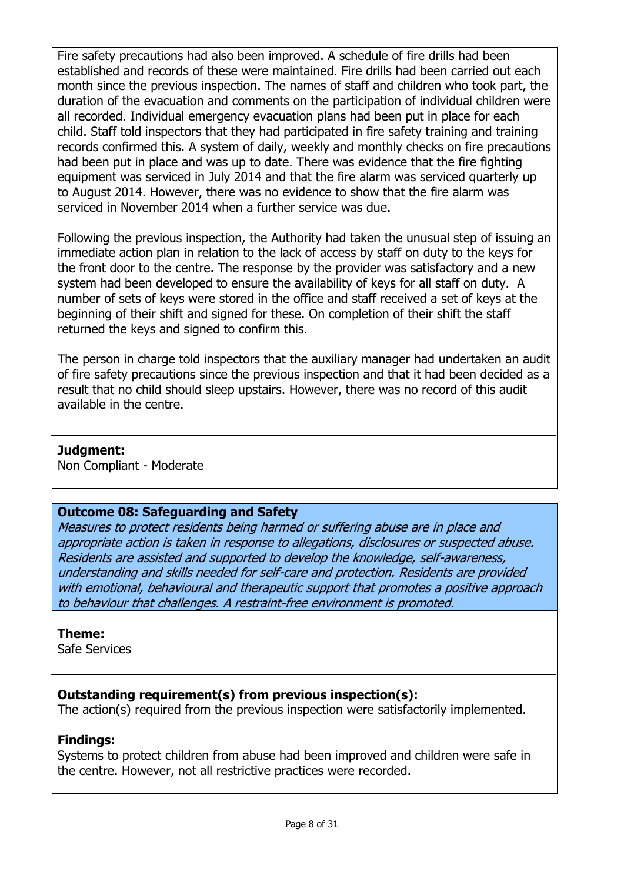Fire safety precautions had also been improved. A schedule of fire drills had been established and records of these were maintained. Fire drills had been carried out each month since the previous inspection. The names of staff and children who took part, the duration of the evacuation and comments on the participation of individual children were all recorded. Individual emergency evacuation plans had been put in place for each child. Staff told inspectors that they had participated in fire safety training and training records confirmed this. A system of daily, weekly and monthly checks on fire precautions had been put in place and was up to date. There was evidence that the fire fighting equipment was serviced in July 2014 and that the fire alarm was serviced quarterly up to August 2014. However, there was no evidence to show that the fire alarm was serviced in November 2014 when a further service was due.

Following the previous inspection, the Authority had taken the unusual step of issuing an immediate action plan in relation to the lack of access by staff on duty to the keys for the front door to the centre. The response by the provider was satisfactory and a new system had been developed to ensure the availability of keys for all staff on duty. A number of sets of keys were stored in the office and staff received a set of keys at the beginning of their shift and signed for these. On completion of their shift the staff returned the keys and signed to confirm this.

The person in charge told inspectors that the auxiliary manager had undertaken an audit of fire safety precautions since the previous inspection and that it had been decided as a result that no child should sleep upstairs. However, there was no record of this audit available in the centre.

**Judgment:**
Non Compliant - Moderate

### Outcome 08: Safeguarding and Safety

*Measures to protect residents being harmed or suffering abuse are in place and appropriate action is taken in response to allegations, disclosures or suspected abuse. Residents are assisted and supported to develop the knowledge, self-awareness, understanding and skills needed for self-care and protection. Residents are provided with emotional, behavioural and therapeutic support that promotes a positive approach to behaviour that challenges. A restraint-free environment is promoted.*

**Theme:**
Safe Services

**Outstanding requirement(s) from previous inspection(s):**
The action(s) required from the previous inspection were satisfactorily implemented.

**Findings:**
Systems to protect children from abuse had been improved and children were safe in the centre. However, not all restrictive practices were recorded.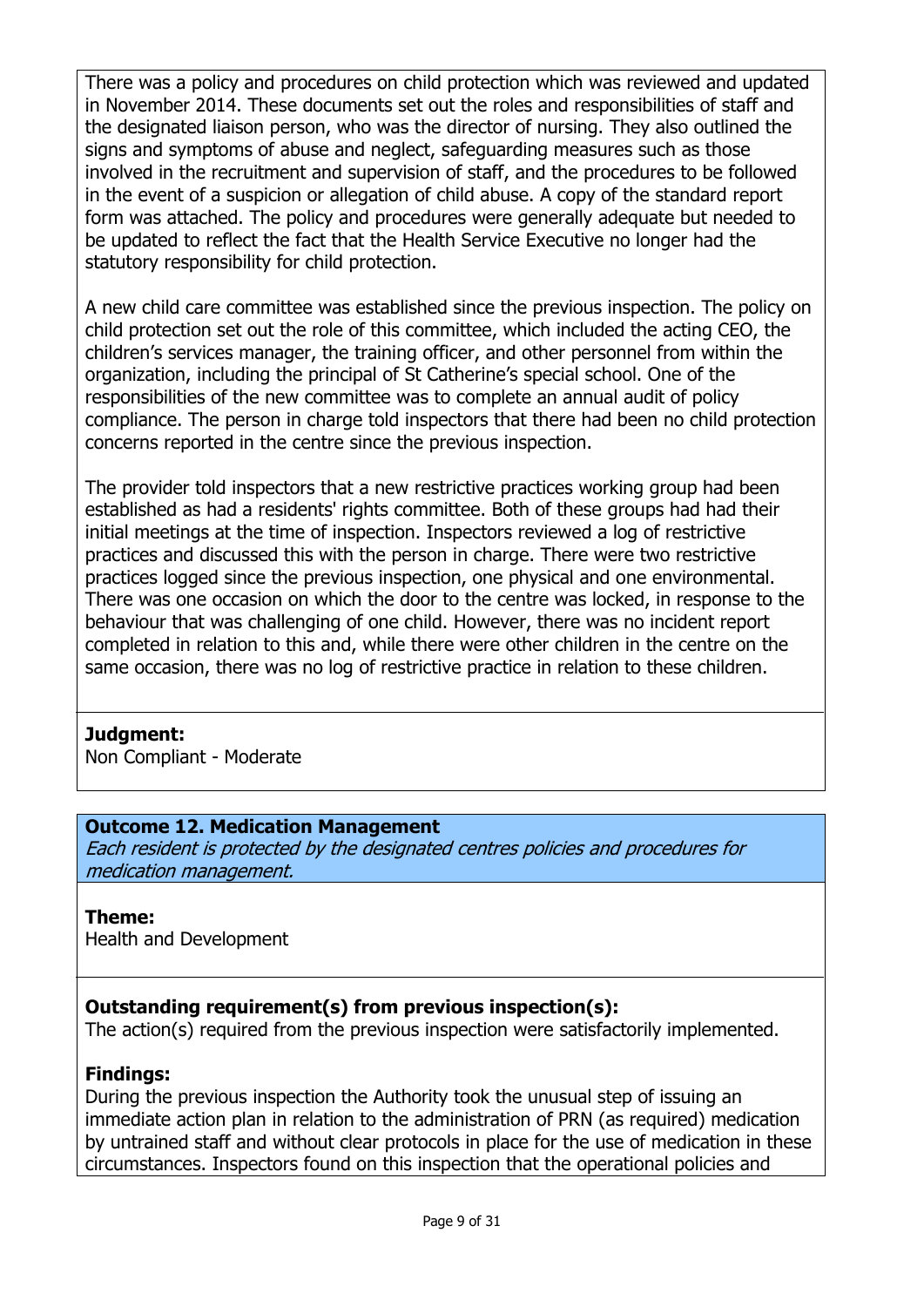There was a policy and procedures on child protection which was reviewed and updated in November 2014. These documents set out the roles and responsibilities of staff and the designated liaison person, who was the director of nursing. They also outlined the signs and symptoms of abuse and neglect, safeguarding measures such as those involved in the recruitment and supervision of staff, and the procedures to be followed in the event of a suspicion or allegation of child abuse. A copy of the standard report form was attached. The policy and procedures were generally adequate but needed to be updated to reflect the fact that the Health Service Executive no longer had the statutory responsibility for child protection.

A new child care committee was established since the previous inspection. The policy on child protection set out the role of this committee, which included the acting CEO, the children's services manager, the training officer, and other personnel from within the organization, including the principal of St Catherine's special school. One of the responsibilities of the new committee was to complete an annual audit of policy compliance. The person in charge told inspectors that there had been no child protection concerns reported in the centre since the previous inspection.

The provider told inspectors that a new restrictive practices working group had been established as had a residents' rights committee. Both of these groups had had their initial meetings at the time of inspection. Inspectors reviewed a log of restrictive practices and discussed this with the person in charge. There were two restrictive practices logged since the previous inspection, one physical and one environmental. There was one occasion on which the door to the centre was locked, in response to the behaviour that was challenging of one child. However, there was no incident report completed in relation to this and, while there were other children in the centre on the same occasion, there was no log of restrictive practice in relation to these children.

**Judgment:**
Non Compliant - Moderate

## Outcome 12. Medication Management

*Each resident is protected by the designated centres policies and procedures for medication management.*

**Theme:**
Health and Development

**Outstanding requirement(s) from previous inspection(s):**
The action(s) required from the previous inspection were satisfactorily implemented.

**Findings:**
During the previous inspection the Authority took the unusual step of issuing an immediate action plan in relation to the administration of PRN (as required) medication by untrained staff and without clear protocols in place for the use of medication in these circumstances. Inspectors found on this inspection that the operational policies and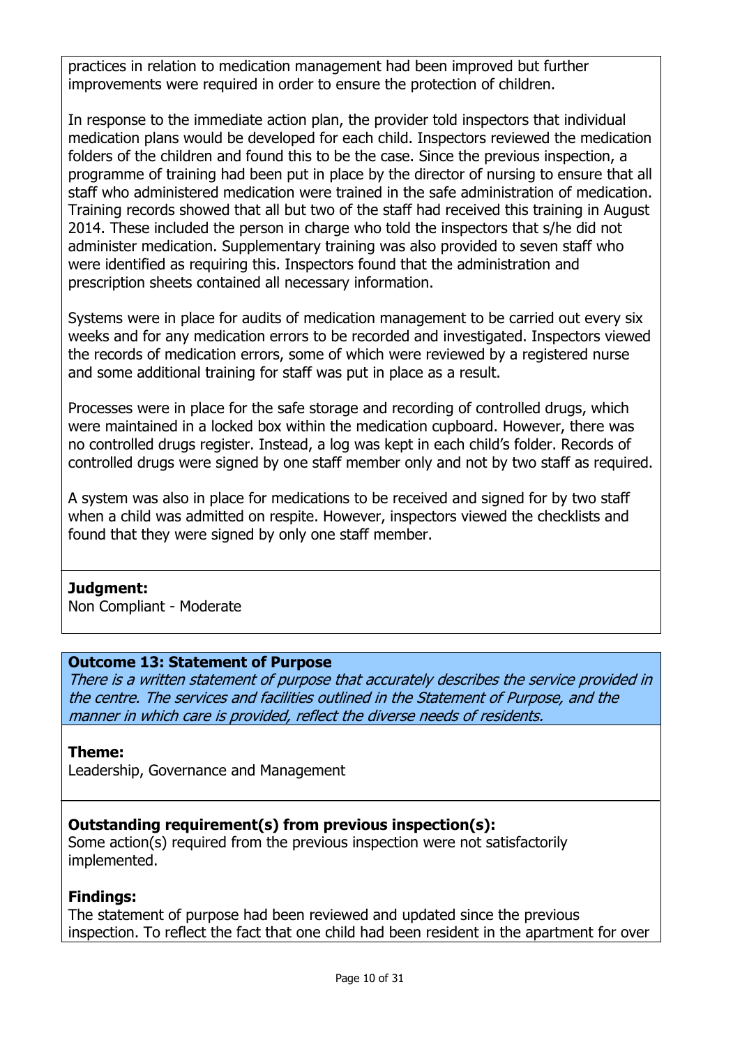practices in relation to medication management had been improved but further improvements were required in order to ensure the protection of children.

In response to the immediate action plan, the provider told inspectors that individual medication plans would be developed for each child. Inspectors reviewed the medication folders of the children and found this to be the case. Since the previous inspection, a programme of training had been put in place by the director of nursing to ensure that all staff who administered medication were trained in the safe administration of medication. Training records showed that all but two of the staff had received this training in August 2014. These included the person in charge who told the inspectors that s/he did not administer medication. Supplementary training was also provided to seven staff who were identified as requiring this. Inspectors found that the administration and prescription sheets contained all necessary information.

Systems were in place for audits of medication management to be carried out every six weeks and for any medication errors to be recorded and investigated. Inspectors viewed the records of medication errors, some of which were reviewed by a registered nurse and some additional training for staff was put in place as a result.

Processes were in place for the safe storage and recording of controlled drugs, which were maintained in a locked box within the medication cupboard. However, there was no controlled drugs register. Instead, a log was kept in each child's folder. Records of controlled drugs were signed by one staff member only and not by two staff as required.

A system was also in place for medications to be received and signed for by two staff when a child was admitted on respite. However, inspectors viewed the checklists and found that they were signed by only one staff member.

**Judgment:**
Non Compliant - Moderate

### Outcome 13: Statement of Purpose

*There is a written statement of purpose that accurately describes the service provided in the centre. The services and facilities outlined in the Statement of Purpose, and the manner in which care is provided, reflect the diverse needs of residents.*

**Theme:**
Leadership, Governance and Management

**Outstanding requirement(s) from previous inspection(s):**
Some action(s) required from the previous inspection were not satisfactorily implemented.

**Findings:**
The statement of purpose had been reviewed and updated since the previous inspection. To reflect the fact that one child had been resident in the apartment for over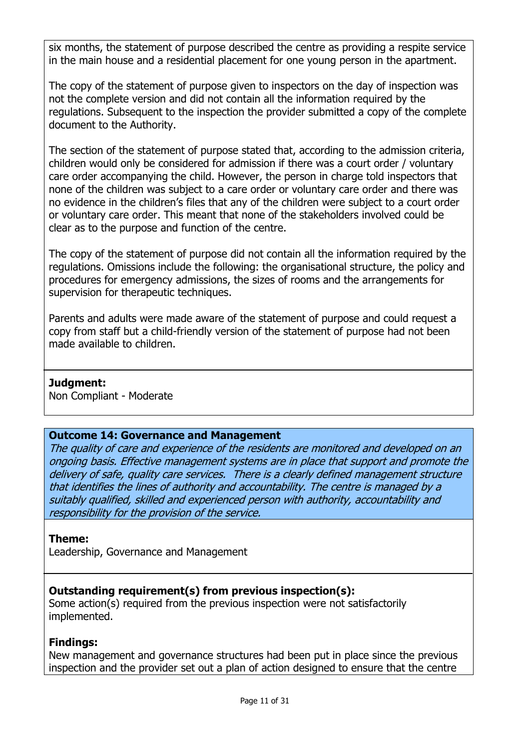six months, the statement of purpose described the centre as providing a respite service in the main house and a residential placement for one young person in the apartment.

The copy of the statement of purpose given to inspectors on the day of inspection was not the complete version and did not contain all the information required by the regulations. Subsequent to the inspection the provider submitted a copy of the complete document to the Authority.

The section of the statement of purpose stated that, according to the admission criteria, children would only be considered for admission if there was a court order / voluntary care order accompanying the child. However, the person in charge told inspectors that none of the children was subject to a care order or voluntary care order and there was no evidence in the children's files that any of the children were subject to a court order or voluntary care order. This meant that none of the stakeholders involved could be clear as to the purpose and function of the centre.

The copy of the statement of purpose did not contain all the information required by the regulations. Omissions include the following: the organisational structure, the policy and procedures for emergency admissions, the sizes of rooms and the arrangements for supervision for therapeutic techniques.

Parents and adults were made aware of the statement of purpose and could request a copy from staff but a child-friendly version of the statement of purpose had not been made available to children.

**Judgment:**
Non Compliant - Moderate

**Outcome 14: Governance and Management**
*The quality of care and experience of the residents are monitored and developed on an ongoing basis. Effective management systems are in place that support and promote the delivery of safe, quality care services. There is a clearly defined management structure that identifies the lines of authority and accountability. The centre is managed by a suitably qualified, skilled and experienced person with authority, accountability and responsibility for the provision of the service.*

**Theme:**
Leadership, Governance and Management

**Outstanding requirement(s) from previous inspection(s):**
Some action(s) required from the previous inspection were not satisfactorily implemented.

**Findings:**
New management and governance structures had been put in place since the previous inspection and the provider set out a plan of action designed to ensure that the centre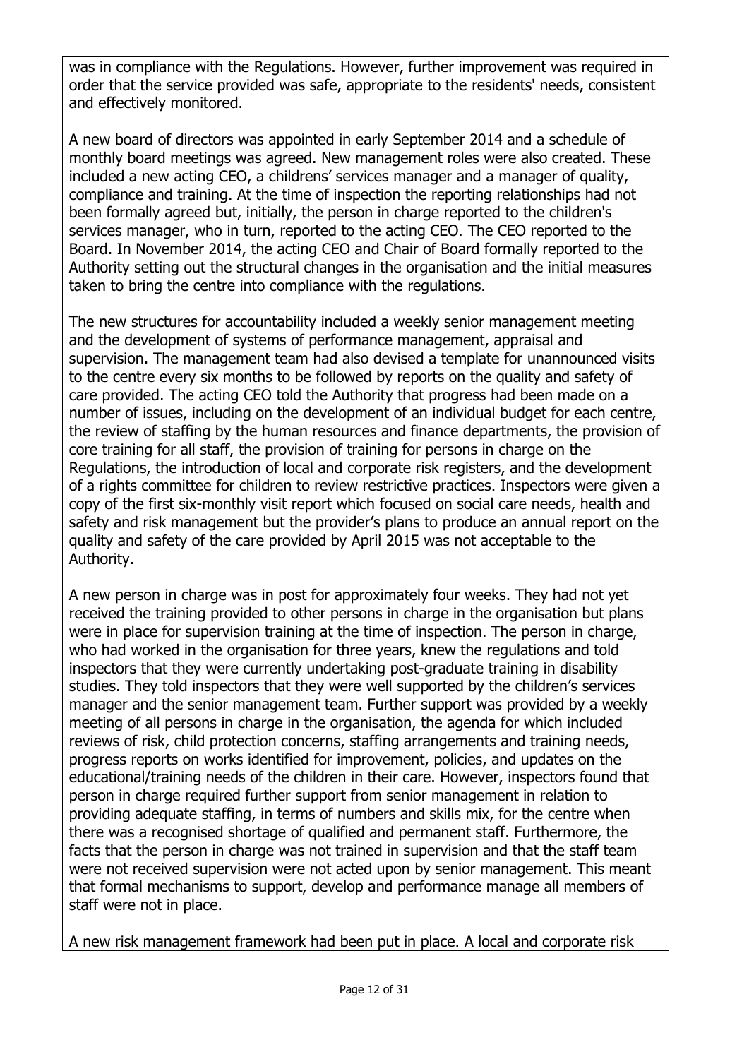was in compliance with the Regulations. However, further improvement was required in order that the service provided was safe, appropriate to the residents' needs, consistent and effectively monitored.

A new board of directors was appointed in early September 2014 and a schedule of monthly board meetings was agreed. New management roles were also created. These included a new acting CEO, a childrens' services manager and a manager of quality, compliance and training. At the time of inspection the reporting relationships had not been formally agreed but, initially, the person in charge reported to the children's services manager, who in turn, reported to the acting CEO. The CEO reported to the Board. In November 2014, the acting CEO and Chair of Board formally reported to the Authority setting out the structural changes in the organisation and the initial measures taken to bring the centre into compliance with the regulations.

The new structures for accountability included a weekly senior management meeting and the development of systems of performance management, appraisal and supervision. The management team had also devised a template for unannounced visits to the centre every six months to be followed by reports on the quality and safety of care provided. The acting CEO told the Authority that progress had been made on a number of issues, including on the development of an individual budget for each centre, the review of staffing by the human resources and finance departments, the provision of core training for all staff, the provision of training for persons in charge on the Regulations, the introduction of local and corporate risk registers, and the development of a rights committee for children to review restrictive practices. Inspectors were given a copy of the first six-monthly visit report which focused on social care needs, health and safety and risk management but the provider's plans to produce an annual report on the quality and safety of the care provided by April 2015 was not acceptable to the Authority.

A new person in charge was in post for approximately four weeks. They had not yet received the training provided to other persons in charge in the organisation but plans were in place for supervision training at the time of inspection. The person in charge, who had worked in the organisation for three years, knew the regulations and told inspectors that they were currently undertaking post-graduate training in disability studies. They told inspectors that they were well supported by the children's services manager and the senior management team. Further support was provided by a weekly meeting of all persons in charge in the organisation, the agenda for which included reviews of risk, child protection concerns, staffing arrangements and training needs, progress reports on works identified for improvement, policies, and updates on the educational/training needs of the children in their care. However, inspectors found that person in charge required further support from senior management in relation to providing adequate staffing, in terms of numbers and skills mix, for the centre when there was a recognised shortage of qualified and permanent staff. Furthermore, the facts that the person in charge was not trained in supervision and that the staff team were not received supervision were not acted upon by senior management. This meant that formal mechanisms to support, develop and performance manage all members of staff were not in place.

A new risk management framework had been put in place. A local and corporate risk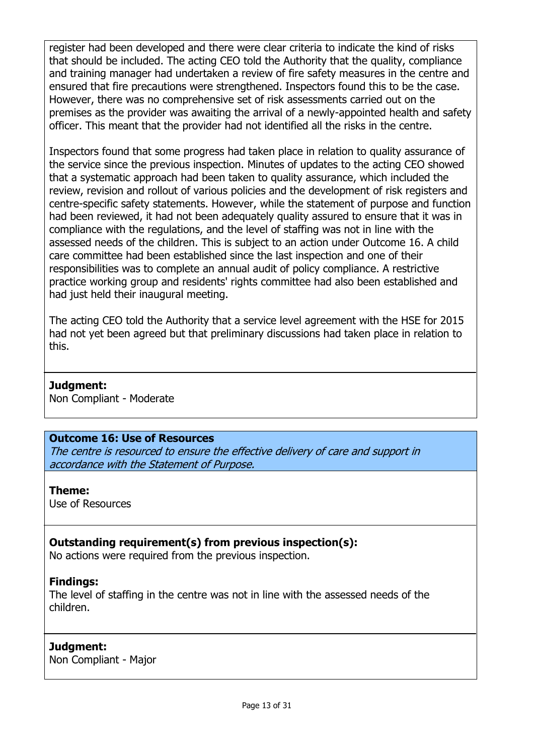register had been developed and there were clear criteria to indicate the kind of risks that should be included. The acting CEO told the Authority that the quality, compliance and training manager had undertaken a review of fire safety measures in the centre and ensured that fire precautions were strengthened. Inspectors found this to be the case. However, there was no comprehensive set of risk assessments carried out on the premises as the provider was awaiting the arrival of a newly-appointed health and safety officer. This meant that the provider had not identified all the risks in the centre.

Inspectors found that some progress had taken place in relation to quality assurance of the service since the previous inspection. Minutes of updates to the acting CEO showed that a systematic approach had been taken to quality assurance, which included the review, revision and rollout of various policies and the development of risk registers and centre-specific safety statements. However, while the statement of purpose and function had been reviewed, it had not been adequately quality assured to ensure that it was in compliance with the regulations, and the level of staffing was not in line with the assessed needs of the children. This is subject to an action under Outcome 16. A child care committee had been established since the last inspection and one of their responsibilities was to complete an annual audit of policy compliance. A restrictive practice working group and residents' rights committee had also been established and had just held their inaugural meeting.

The acting CEO told the Authority that a service level agreement with the HSE for 2015 had not yet been agreed but that preliminary discussions had taken place in relation to this.

**Judgment:**
Non Compliant - Moderate

### Outcome 16: Use of Resources

*The centre is resourced to ensure the effective delivery of care and support in accordance with the Statement of Purpose.*

**Theme:**
Use of Resources

**Outstanding requirement(s) from previous inspection(s):**
No actions were required from the previous inspection.

**Findings:**
The level of staffing in the centre was not in line with the assessed needs of the children.

**Judgment:**
Non Compliant - Major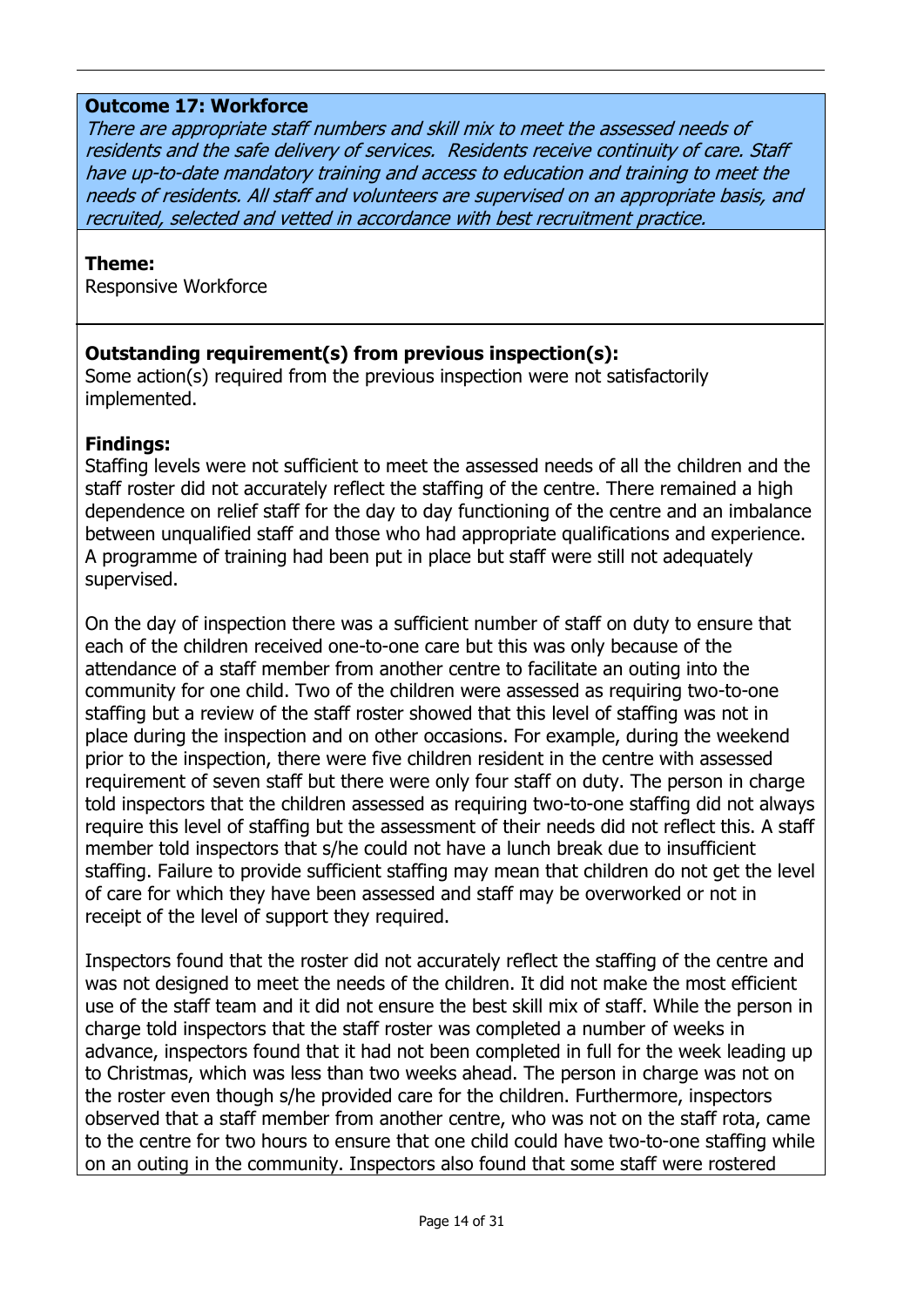**Outcome 17: Workforce**

*There are appropriate staff numbers and skill mix to meet the assessed needs of residents and the safe delivery of services. Residents receive continuity of care. Staff have up-to-date mandatory training and access to education and training to meet the needs of residents. All staff and volunteers are supervised on an appropriate basis, and recruited, selected and vetted in accordance with best recruitment practice.*

**Theme:**
Responsive Workforce

**Outstanding requirement(s) from previous inspection(s):**
Some action(s) required from the previous inspection were not satisfactorily implemented.

**Findings:**
Staffing levels were not sufficient to meet the assessed needs of all the children and the staff roster did not accurately reflect the staffing of the centre. There remained a high dependence on relief staff for the day to day functioning of the centre and an imbalance between unqualified staff and those who had appropriate qualifications and experience. A programme of training had been put in place but staff were still not adequately supervised.

On the day of inspection there was a sufficient number of staff on duty to ensure that each of the children received one-to-one care but this was only because of the attendance of a staff member from another centre to facilitate an outing into the community for one child. Two of the children were assessed as requiring two-to-one staffing but a review of the staff roster showed that this level of staffing was not in place during the inspection and on other occasions. For example, during the weekend prior to the inspection, there were five children resident in the centre with assessed requirement of seven staff but there were only four staff on duty. The person in charge told inspectors that the children assessed as requiring two-to-one staffing did not always require this level of staffing but the assessment of their needs did not reflect this. A staff member told inspectors that s/he could not have a lunch break due to insufficient staffing. Failure to provide sufficient staffing may mean that children do not get the level of care for which they have been assessed and staff may be overworked or not in receipt of the level of support they required.

Inspectors found that the roster did not accurately reflect the staffing of the centre and was not designed to meet the needs of the children. It did not make the most efficient use of the staff team and it did not ensure the best skill mix of staff. While the person in charge told inspectors that the staff roster was completed a number of weeks in advance, inspectors found that it had not been completed in full for the week leading up to Christmas, which was less than two weeks ahead. The person in charge was not on the roster even though s/he provided care for the children. Furthermore, inspectors observed that a staff member from another centre, who was not on the staff rota, came to the centre for two hours to ensure that one child could have two-to-one staffing while on an outing in the community. Inspectors also found that some staff were rostered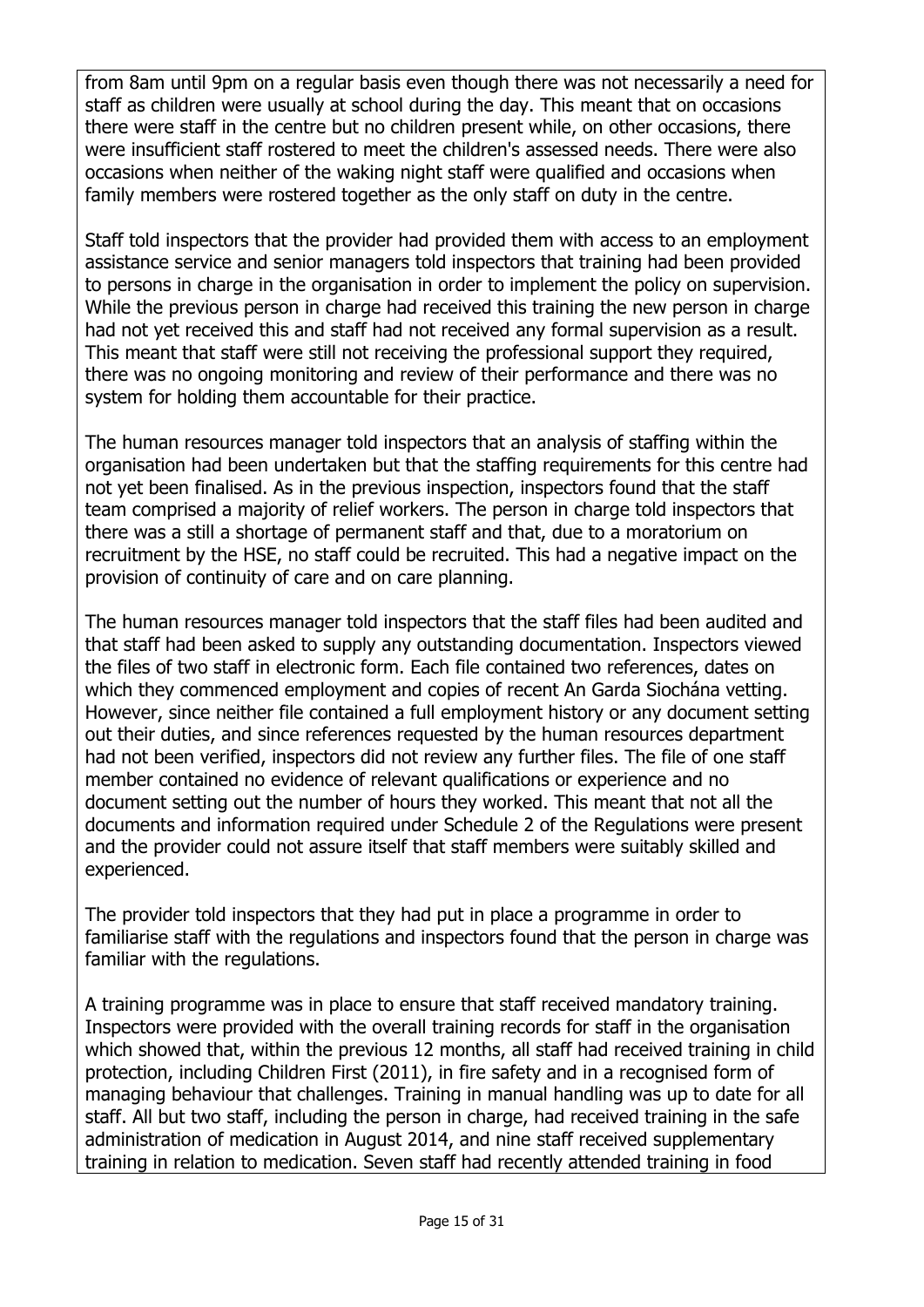from 8am until 9pm on a regular basis even though there was not necessarily a need for staff as children were usually at school during the day. This meant that on occasions there were staff in the centre but no children present while, on other occasions, there were insufficient staff rostered to meet the children's assessed needs. There were also occasions when neither of the waking night staff were qualified and occasions when family members were rostered together as the only staff on duty in the centre.

Staff told inspectors that the provider had provided them with access to an employment assistance service and senior managers told inspectors that training had been provided to persons in charge in the organisation in order to implement the policy on supervision. While the previous person in charge had received this training the new person in charge had not yet received this and staff had not received any formal supervision as a result. This meant that staff were still not receiving the professional support they required, there was no ongoing monitoring and review of their performance and there was no system for holding them accountable for their practice.

The human resources manager told inspectors that an analysis of staffing within the organisation had been undertaken but that the staffing requirements for this centre had not yet been finalised. As in the previous inspection, inspectors found that the staff team comprised a majority of relief workers. The person in charge told inspectors that there was a still a shortage of permanent staff and that, due to a moratorium on recruitment by the HSE, no staff could be recruited. This had a negative impact on the provision of continuity of care and on care planning.

The human resources manager told inspectors that the staff files had been audited and that staff had been asked to supply any outstanding documentation. Inspectors viewed the files of two staff in electronic form. Each file contained two references, dates on which they commenced employment and copies of recent An Garda Siochána vetting. However, since neither file contained a full employment history or any document setting out their duties, and since references requested by the human resources department had not been verified, inspectors did not review any further files. The file of one staff member contained no evidence of relevant qualifications or experience and no document setting out the number of hours they worked. This meant that not all the documents and information required under Schedule 2 of the Regulations were present and the provider could not assure itself that staff members were suitably skilled and experienced.

The provider told inspectors that they had put in place a programme in order to familiarise staff with the regulations and inspectors found that the person in charge was familiar with the regulations.

A training programme was in place to ensure that staff received mandatory training. Inspectors were provided with the overall training records for staff in the organisation which showed that, within the previous 12 months, all staff had received training in child protection, including Children First (2011), in fire safety and in a recognised form of managing behaviour that challenges. Training in manual handling was up to date for all staff. All but two staff, including the person in charge, had received training in the safe administration of medication in August 2014, and nine staff received supplementary training in relation to medication. Seven staff had recently attended training in food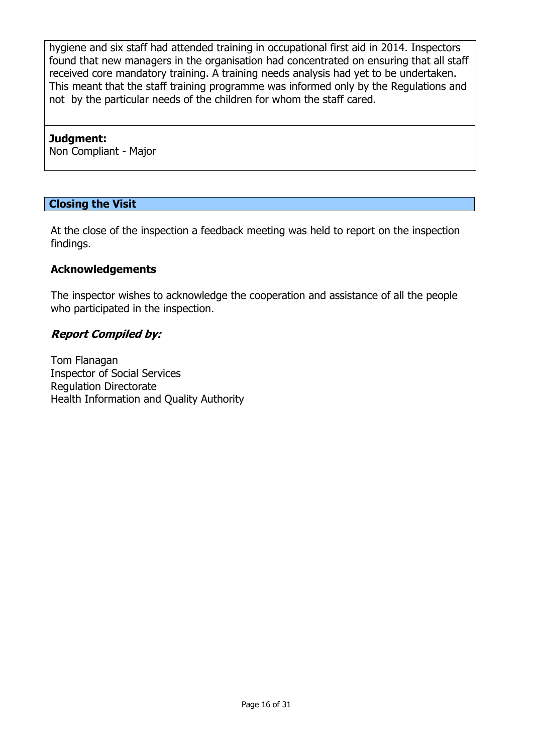hygiene and six staff had attended training in occupational first aid in 2014. Inspectors found that new managers in the organisation had concentrated on ensuring that all staff received core mandatory training. A training needs analysis had yet to be undertaken. This meant that the staff training programme was informed only by the Regulations and not by the particular needs of the children for whom the staff cared.

**Judgment:**
Non Compliant - Major

## Closing the Visit

At the close of the inspection a feedback meeting was held to report on the inspection findings.

### Acknowledgements

The inspector wishes to acknowledge the cooperation and assistance of all the people who participated in the inspection.

***Report Compiled by:***

Tom Flanagan
Inspector of Social Services
Regulation Directorate
Health Information and Quality Authority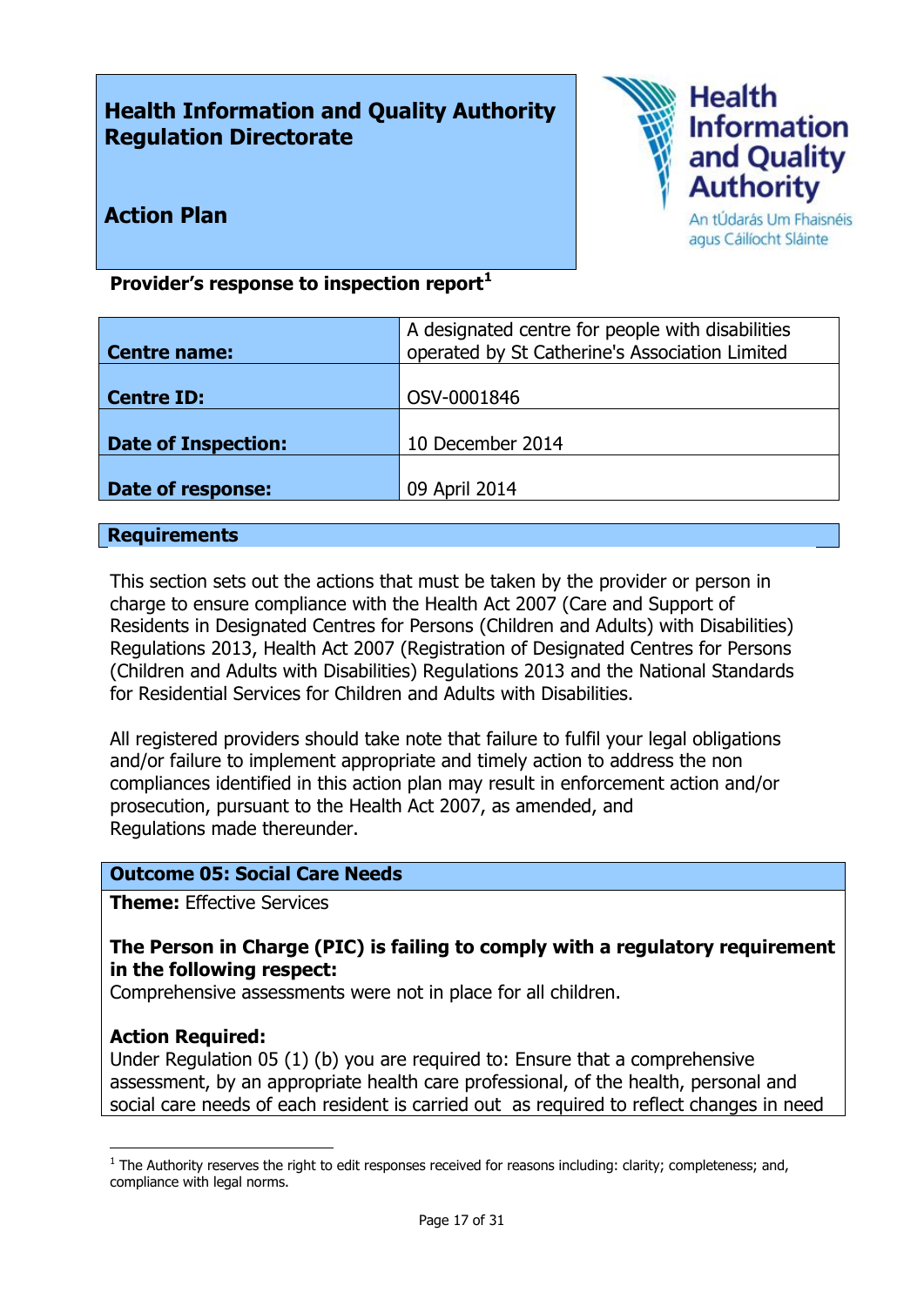**Health Information and Quality Authority**
**Regulation Directorate**

**Action Plan**

Health Information and Quality Authority
An tÚdarás Um Fhaisnéis agus Cáilíocht Sláinte

**Provider's response to inspection report**[1]

| | |
|---|---|
| **Centre name:** | A designated centre for people with disabilities operated by St Catherine's Association Limited |
| **Centre ID:** | OSV-0001846 |
| **Date of Inspection:** | 10 December 2014 |
| **Date of response:** | 09 April 2014 |

## Requirements

This section sets out the actions that must be taken by the provider or person in charge to ensure compliance with the Health Act 2007 (Care and Support of Residents in Designated Centres for Persons (Children and Adults) with Disabilities) Regulations 2013, Health Act 2007 (Registration of Designated Centres for Persons (Children and Adults with Disabilities) Regulations 2013 and the National Standards for Residential Services for Children and Adults with Disabilities.

All registered providers should take note that failure to fulfil your legal obligations and/or failure to implement appropriate and timely action to address the non compliances identified in this action plan may result in enforcement action and/or prosecution, pursuant to the Health Act 2007, as amended, and Regulations made thereunder.

### Outcome 05: Social Care Needs

**Theme:** Effective Services

**The Person in Charge (PIC) is failing to comply with a regulatory requirement in the following respect:**
Comprehensive assessments were not in place for all children.

**Action Required:**
Under Regulation 05 (1) (b) you are required to: Ensure that a comprehensive assessment, by an appropriate health care professional, of the health, personal and social care needs of each resident is carried out as required to reflect changes in need

[1] The Authority reserves the right to edit responses received for reasons including: clarity; completeness; and, compliance with legal norms.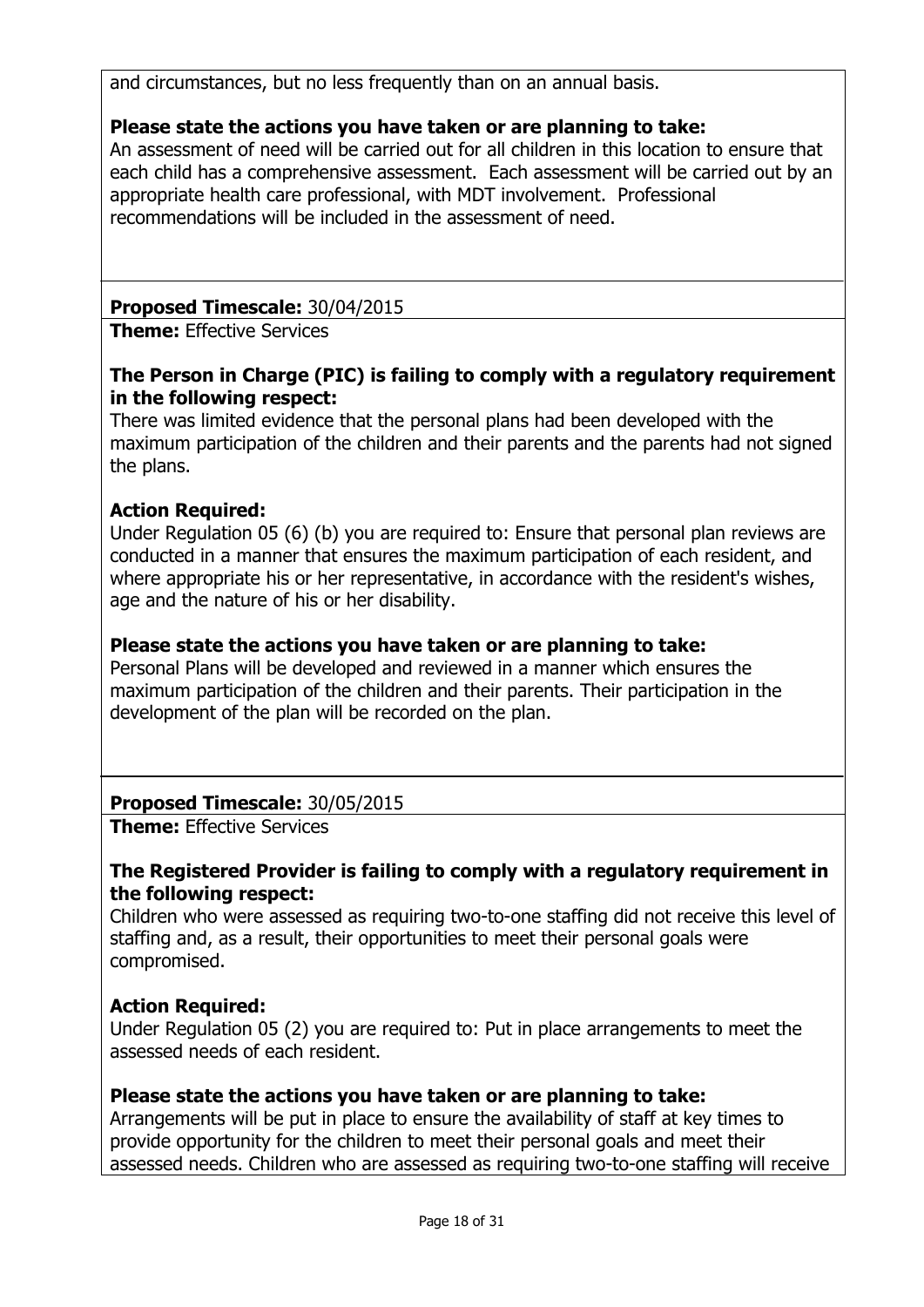and circumstances, but no less frequently than on an annual basis.

**Please state the actions you have taken or are planning to take:**
An assessment of need will be carried out for all children in this location to ensure that each child has a comprehensive assessment. Each assessment will be carried out by an appropriate health care professional, with MDT involvement. Professional recommendations will be included in the assessment of need.

**Proposed Timescale:** 30/04/2015

**Theme:** Effective Services

**The Person in Charge (PIC) is failing to comply with a regulatory requirement in the following respect:**
There was limited evidence that the personal plans had been developed with the maximum participation of the children and their parents and the parents had not signed the plans.

**Action Required:**
Under Regulation 05 (6) (b) you are required to: Ensure that personal plan reviews are conducted in a manner that ensures the maximum participation of each resident, and where appropriate his or her representative, in accordance with the resident's wishes, age and the nature of his or her disability.

**Please state the actions you have taken or are planning to take:**
Personal Plans will be developed and reviewed in a manner which ensures the maximum participation of the children and their parents. Their participation in the development of the plan will be recorded on the plan.

**Proposed Timescale:** 30/05/2015

**Theme:** Effective Services

**The Registered Provider is failing to comply with a regulatory requirement in the following respect:**
Children who were assessed as requiring two-to-one staffing did not receive this level of staffing and, as a result, their opportunities to meet their personal goals were compromised.

**Action Required:**
Under Regulation 05 (2) you are required to: Put in place arrangements to meet the assessed needs of each resident.

**Please state the actions you have taken or are planning to take:**
Arrangements will be put in place to ensure the availability of staff at key times to provide opportunity for the children to meet their personal goals and meet their assessed needs. Children who are assessed as requiring two-to-one staffing will receive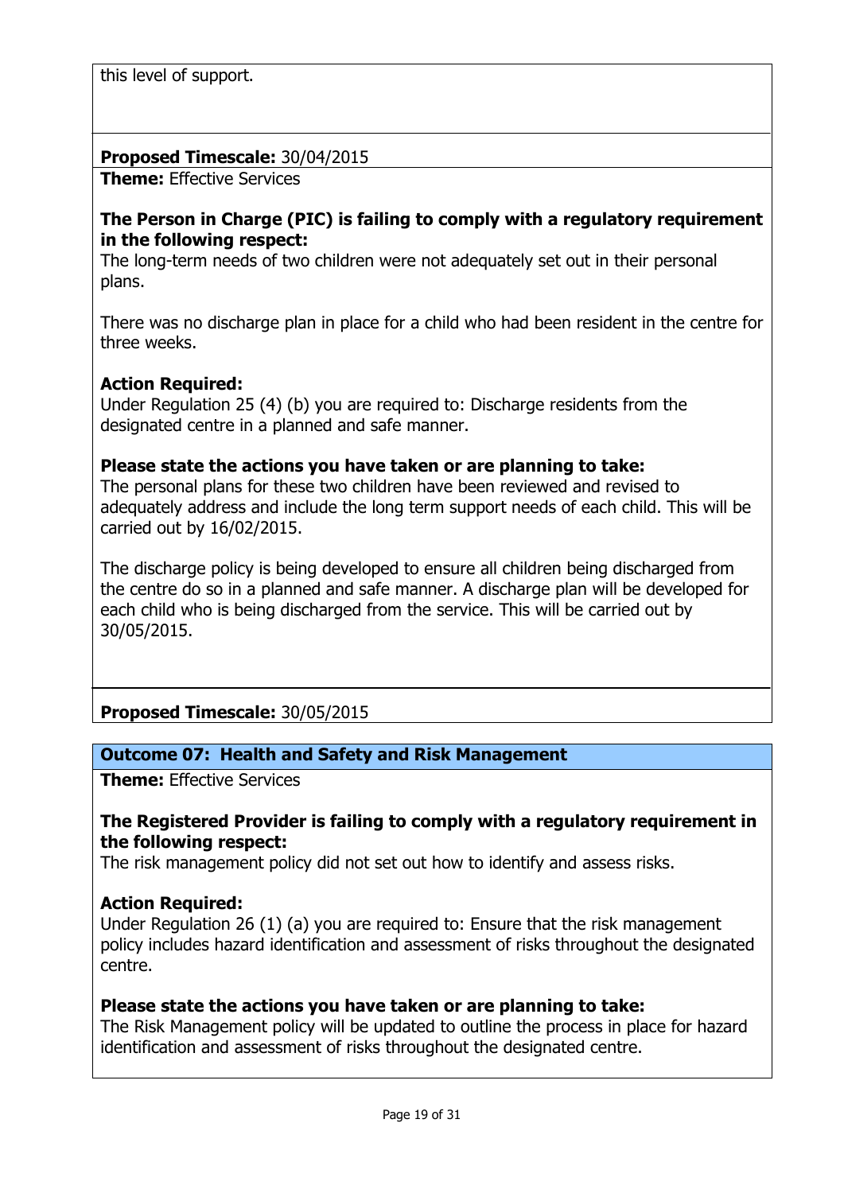this level of support.

**Proposed Timescale:** 30/04/2015

**Theme:** Effective Services

**The Person in Charge (PIC) is failing to comply with a regulatory requirement in the following respect:**
The long-term needs of two children were not adequately set out in their personal plans.

There was no discharge plan in place for a child who had been resident in the centre for three weeks.

**Action Required:**
Under Regulation 25 (4) (b) you are required to: Discharge residents from the designated centre in a planned and safe manner.

**Please state the actions you have taken or are planning to take:**
The personal plans for these two children have been reviewed and revised to adequately address and include the long term support needs of each child. This will be carried out by 16/02/2015.

The discharge policy is being developed to ensure all children being discharged from the centre do so in a planned and safe manner. A discharge plan will be developed for each child who is being discharged from the service. This will be carried out by 30/05/2015.

**Proposed Timescale:** 30/05/2015

## Outcome 07: Health and Safety and Risk Management

**Theme:** Effective Services

**The Registered Provider is failing to comply with a regulatory requirement in the following respect:**
The risk management policy did not set out how to identify and assess risks.

**Action Required:**
Under Regulation 26 (1) (a) you are required to: Ensure that the risk management policy includes hazard identification and assessment of risks throughout the designated centre.

**Please state the actions you have taken or are planning to take:**
The Risk Management policy will be updated to outline the process in place for hazard identification and assessment of risks throughout the designated centre.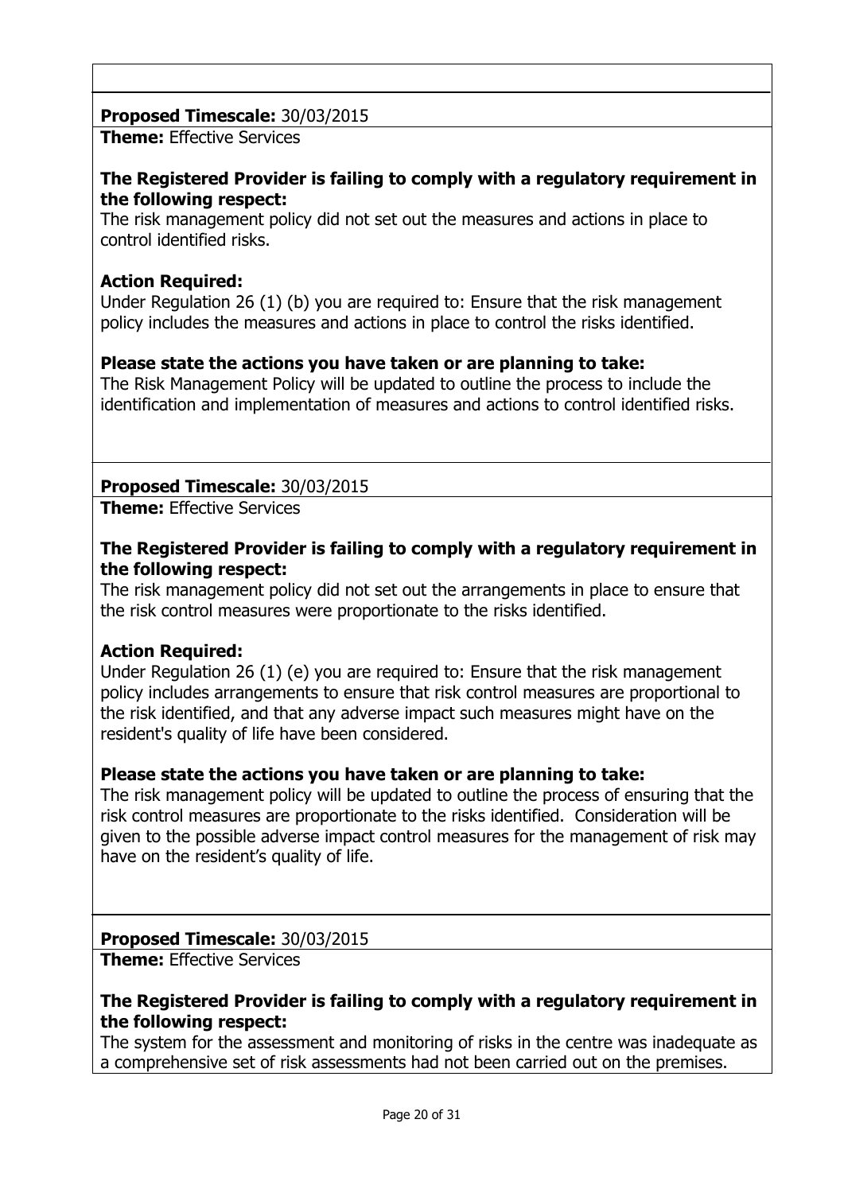**Proposed Timescale:** 30/03/2015

**Theme:** Effective Services

**The Registered Provider is failing to comply with a regulatory requirement in the following respect:**

The risk management policy did not set out the measures and actions in place to control identified risks.

**Action Required:**

Under Regulation 26 (1) (b) you are required to: Ensure that the risk management policy includes the measures and actions in place to control the risks identified.

**Please state the actions you have taken or are planning to take:**

The Risk Management Policy will be updated to outline the process to include the identification and implementation of measures and actions to control identified risks.

**Proposed Timescale:** 30/03/2015

**Theme:** Effective Services

**The Registered Provider is failing to comply with a regulatory requirement in the following respect:**

The risk management policy did not set out the arrangements in place to ensure that the risk control measures were proportionate to the risks identified.

**Action Required:**

Under Regulation 26 (1) (e) you are required to: Ensure that the risk management policy includes arrangements to ensure that risk control measures are proportional to the risk identified, and that any adverse impact such measures might have on the resident's quality of life have been considered.

**Please state the actions you have taken or are planning to take:**

The risk management policy will be updated to outline the process of ensuring that the risk control measures are proportionate to the risks identified. Consideration will be given to the possible adverse impact control measures for the management of risk may have on the resident's quality of life.

**Proposed Timescale:** 30/03/2015

**Theme:** Effective Services

**The Registered Provider is failing to comply with a regulatory requirement in the following respect:**

The system for the assessment and monitoring of risks in the centre was inadequate as a comprehensive set of risk assessments had not been carried out on the premises.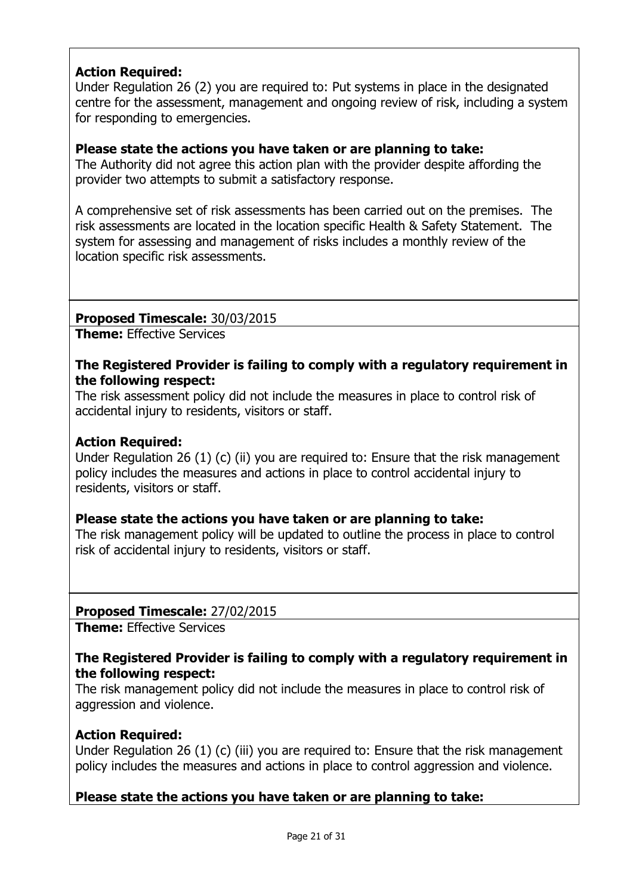**Action Required:**
Under Regulation 26 (2) you are required to: Put systems in place in the designated centre for the assessment, management and ongoing review of risk, including a system for responding to emergencies.

**Please state the actions you have taken or are planning to take:**
The Authority did not agree this action plan with the provider despite affording the provider two attempts to submit a satisfactory response.

A comprehensive set of risk assessments has been carried out on the premises. The risk assessments are located in the location specific Health & Safety Statement. The system for assessing and management of risks includes a monthly review of the location specific risk assessments.

**Proposed Timescale:** 30/03/2015

**Theme:** Effective Services

**The Registered Provider is failing to comply with a regulatory requirement in the following respect:**
The risk assessment policy did not include the measures in place to control risk of accidental injury to residents, visitors or staff.

**Action Required:**
Under Regulation 26 (1) (c) (ii) you are required to: Ensure that the risk management policy includes the measures and actions in place to control accidental injury to residents, visitors or staff.

**Please state the actions you have taken or are planning to take:**
The risk management policy will be updated to outline the process in place to control risk of accidental injury to residents, visitors or staff.

**Proposed Timescale:** 27/02/2015

**Theme:** Effective Services

**The Registered Provider is failing to comply with a regulatory requirement in the following respect:**
The risk management policy did not include the measures in place to control risk of aggression and violence.

**Action Required:**
Under Regulation 26 (1) (c) (iii) you are required to: Ensure that the risk management policy includes the measures and actions in place to control aggression and violence.

**Please state the actions you have taken or are planning to take:**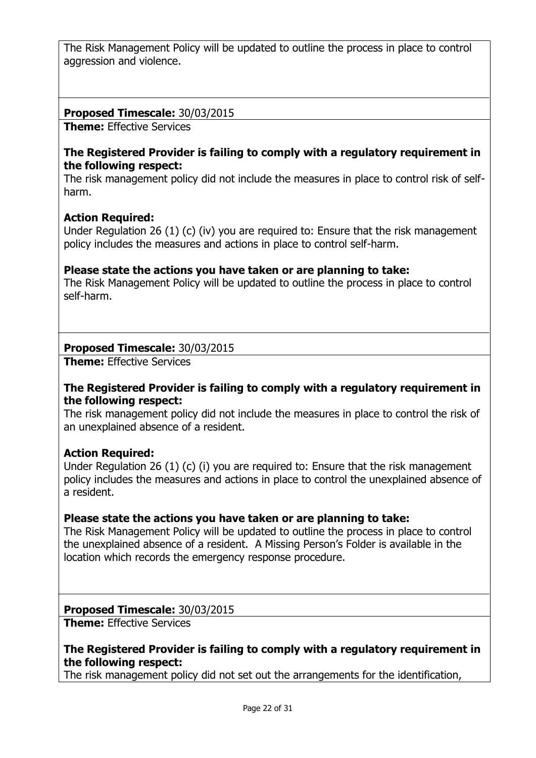The Risk Management Policy will be updated to outline the process in place to control aggression and violence.

**Proposed Timescale:** 30/03/2015

**Theme:** Effective Services

**The Registered Provider is failing to comply with a regulatory requirement in the following respect:**

The risk management policy did not include the measures in place to control risk of self-harm.

**Action Required:**

Under Regulation 26 (1) (c) (iv) you are required to: Ensure that the risk management policy includes the measures and actions in place to control self-harm.

**Please state the actions you have taken or are planning to take:**

The Risk Management Policy will be updated to outline the process in place to control self-harm.

**Proposed Timescale:** 30/03/2015

**Theme:** Effective Services

**The Registered Provider is failing to comply with a regulatory requirement in the following respect:**

The risk management policy did not include the measures in place to control the risk of an unexplained absence of a resident.

**Action Required:**

Under Regulation 26 (1) (c) (i) you are required to: Ensure that the risk management policy includes the measures and actions in place to control the unexplained absence of a resident.

**Please state the actions you have taken or are planning to take:**

The Risk Management Policy will be updated to outline the process in place to control the unexplained absence of a resident. A Missing Person's Folder is available in the location which records the emergency response procedure.

**Proposed Timescale:** 30/03/2015

**Theme:** Effective Services

**The Registered Provider is failing to comply with a regulatory requirement in the following respect:**

The risk management policy did not set out the arrangements for the identification,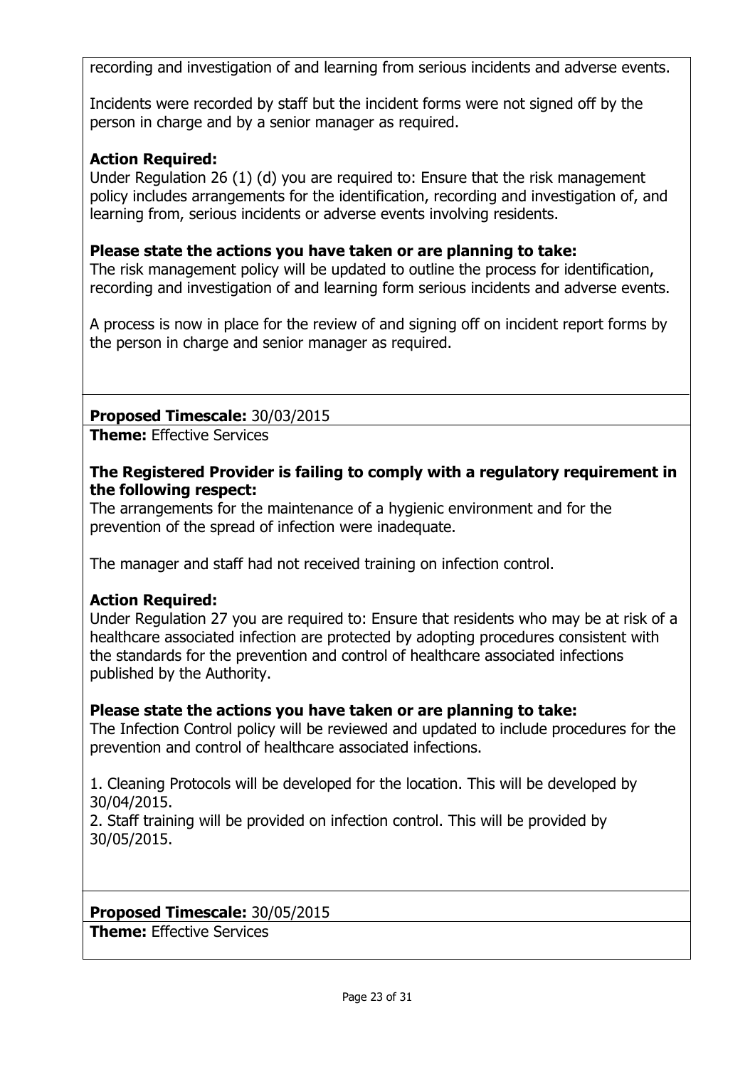recording and investigation of and learning from serious incidents and adverse events.

Incidents were recorded by staff but the incident forms were not signed off by the person in charge and by a senior manager as required.

**Action Required:**
Under Regulation 26 (1) (d) you are required to: Ensure that the risk management policy includes arrangements for the identification, recording and investigation of, and learning from, serious incidents or adverse events involving residents.

**Please state the actions you have taken or are planning to take:**
The risk management policy will be updated to outline the process for identification, recording and investigation of and learning form serious incidents and adverse events.

A process is now in place for the review of and signing off on incident report forms by the person in charge and senior manager as required.

**Proposed Timescale:** 30/03/2015

**Theme:** Effective Services

**The Registered Provider is failing to comply with a regulatory requirement in the following respect:**
The arrangements for the maintenance of a hygienic environment and for the prevention of the spread of infection were inadequate.

The manager and staff had not received training on infection control.

**Action Required:**
Under Regulation 27 you are required to: Ensure that residents who may be at risk of a healthcare associated infection are protected by adopting procedures consistent with the standards for the prevention and control of healthcare associated infections published by the Authority.

**Please state the actions you have taken or are planning to take:**
The Infection Control policy will be reviewed and updated to include procedures for the prevention and control of healthcare associated infections.

1. Cleaning Protocols will be developed for the location. This will be developed by 30/04/2015.
2. Staff training will be provided on infection control. This will be provided by 30/05/2015.

**Proposed Timescale:** 30/05/2015

**Theme:** Effective Services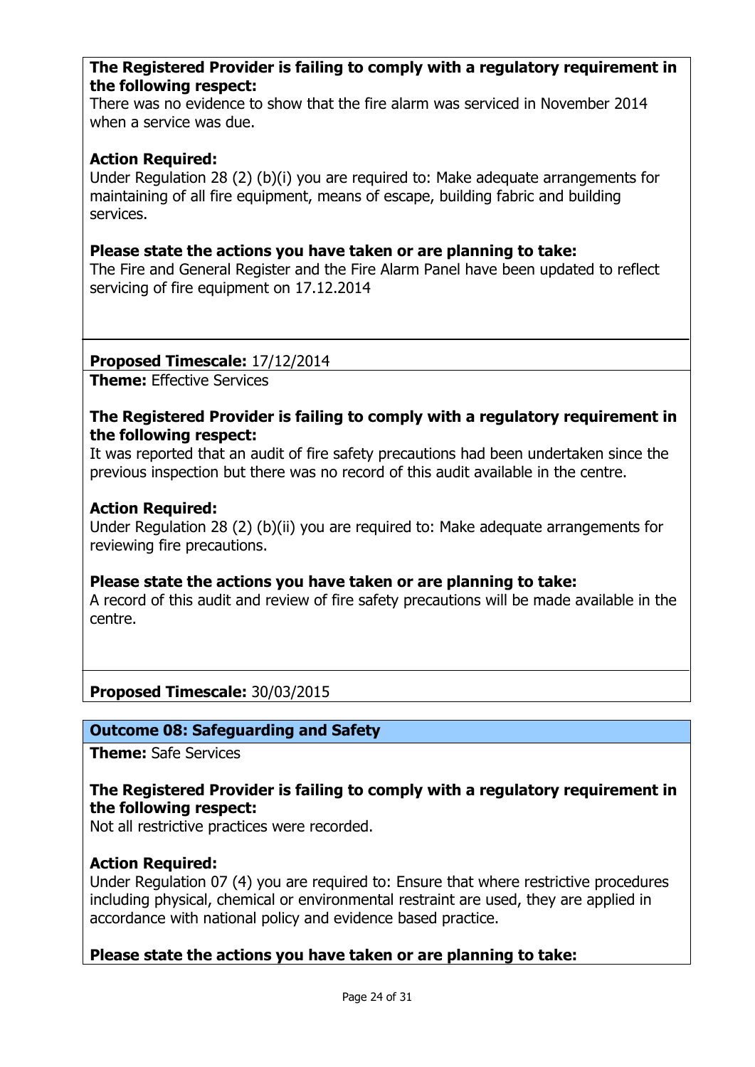**The Registered Provider is failing to comply with a regulatory requirement in the following respect:**
There was no evidence to show that the fire alarm was serviced in November 2014 when a service was due.

**Action Required:**
Under Regulation 28 (2) (b)(i) you are required to: Make adequate arrangements for maintaining of all fire equipment, means of escape, building fabric and building services.

**Please state the actions you have taken or are planning to take:**
The Fire and General Register and the Fire Alarm Panel have been updated to reflect servicing of fire equipment on 17.12.2014

**Proposed Timescale:** 17/12/2014

**Theme:** Effective Services

**The Registered Provider is failing to comply with a regulatory requirement in the following respect:**
It was reported that an audit of fire safety precautions had been undertaken since the previous inspection but there was no record of this audit available in the centre.

**Action Required:**
Under Regulation 28 (2) (b)(ii) you are required to: Make adequate arrangements for reviewing fire precautions.

**Please state the actions you have taken or are planning to take:**
A record of this audit and review of fire safety precautions will be made available in the centre.

**Proposed Timescale:** 30/03/2015

## Outcome 08: Safeguarding and Safety

**Theme:** Safe Services

**The Registered Provider is failing to comply with a regulatory requirement in the following respect:**
Not all restrictive practices were recorded.

**Action Required:**
Under Regulation 07 (4) you are required to: Ensure that where restrictive procedures including physical, chemical or environmental restraint are used, they are applied in accordance with national policy and evidence based practice.

**Please state the actions you have taken or are planning to take:**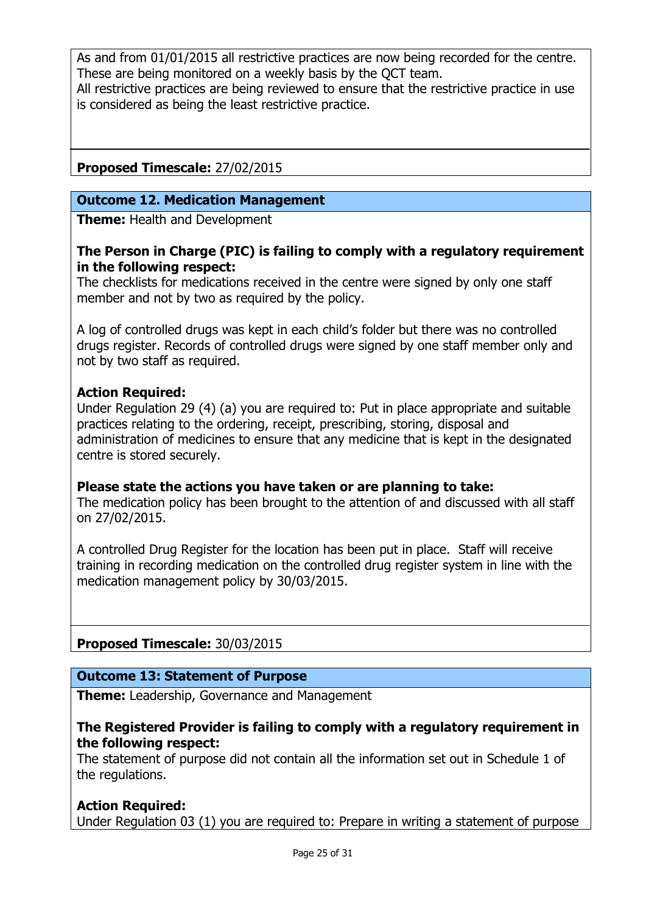As and from 01/01/2015 all restrictive practices are now being recorded for the centre. These are being monitored on a weekly basis by the QCT team.
All restrictive practices are being reviewed to ensure that the restrictive practice in use is considered as being the least restrictive practice.

**Proposed Timescale:** 27/02/2015

**Outcome 12. Medication Management**

**Theme:** Health and Development

**The Person in Charge (PIC) is failing to comply with a regulatory requirement in the following respect:**
The checklists for medications received in the centre were signed by only one staff member and not by two as required by the policy.

A log of controlled drugs was kept in each child's folder but there was no controlled drugs register. Records of controlled drugs were signed by one staff member only and not by two staff as required.

**Action Required:**
Under Regulation 29 (4) (a) you are required to: Put in place appropriate and suitable practices relating to the ordering, receipt, prescribing, storing, disposal and administration of medicines to ensure that any medicine that is kept in the designated centre is stored securely.

**Please state the actions you have taken or are planning to take:**
The medication policy has been brought to the attention of and discussed with all staff on 27/02/2015.

A controlled Drug Register for the location has been put in place. Staff will receive training in recording medication on the controlled drug register system in line with the medication management policy by 30/03/2015.

**Proposed Timescale:** 30/03/2015

**Outcome 13: Statement of Purpose**

**Theme:** Leadership, Governance and Management

**The Registered Provider is failing to comply with a regulatory requirement in the following respect:**
The statement of purpose did not contain all the information set out in Schedule 1 of the regulations.

**Action Required:**
Under Regulation 03 (1) you are required to: Prepare in writing a statement of purpose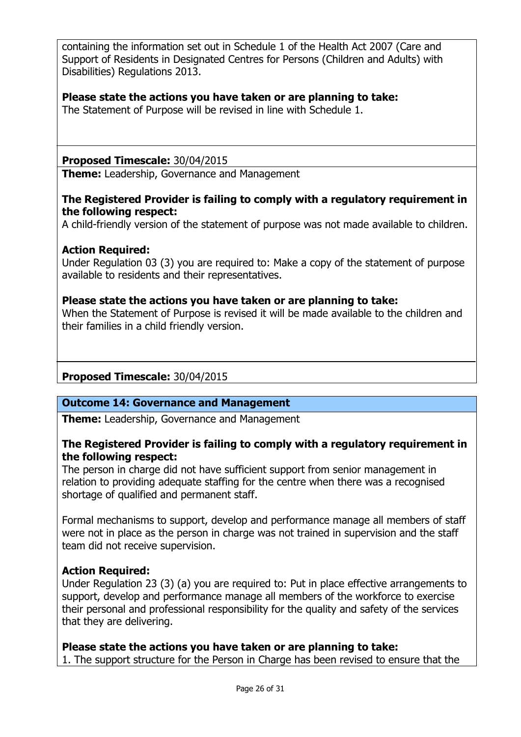containing the information set out in Schedule 1 of the Health Act 2007 (Care and Support of Residents in Designated Centres for Persons (Children and Adults) with Disabilities) Regulations 2013.

**Please state the actions you have taken or are planning to take:**
The Statement of Purpose will be revised in line with Schedule 1.

**Proposed Timescale:** 30/04/2015

**Theme:** Leadership, Governance and Management

**The Registered Provider is failing to comply with a regulatory requirement in the following respect:**
A child-friendly version of the statement of purpose was not made available to children.

**Action Required:**
Under Regulation 03 (3) you are required to: Make a copy of the statement of purpose available to residents and their representatives.

**Please state the actions you have taken or are planning to take:**
When the Statement of Purpose is revised it will be made available to the children and their families in a child friendly version.

**Proposed Timescale:** 30/04/2015

**Outcome 14: Governance and Management**

**Theme:** Leadership, Governance and Management

**The Registered Provider is failing to comply with a regulatory requirement in the following respect:**
The person in charge did not have sufficient support from senior management in relation to providing adequate staffing for the centre when there was a recognised shortage of qualified and permanent staff.

Formal mechanisms to support, develop and performance manage all members of staff were not in place as the person in charge was not trained in supervision and the staff team did not receive supervision.

**Action Required:**
Under Regulation 23 (3) (a) you are required to: Put in place effective arrangements to support, develop and performance manage all members of the workforce to exercise their personal and professional responsibility for the quality and safety of the services that they are delivering.

**Please state the actions you have taken or are planning to take:**
1. The support structure for the Person in Charge has been revised to ensure that the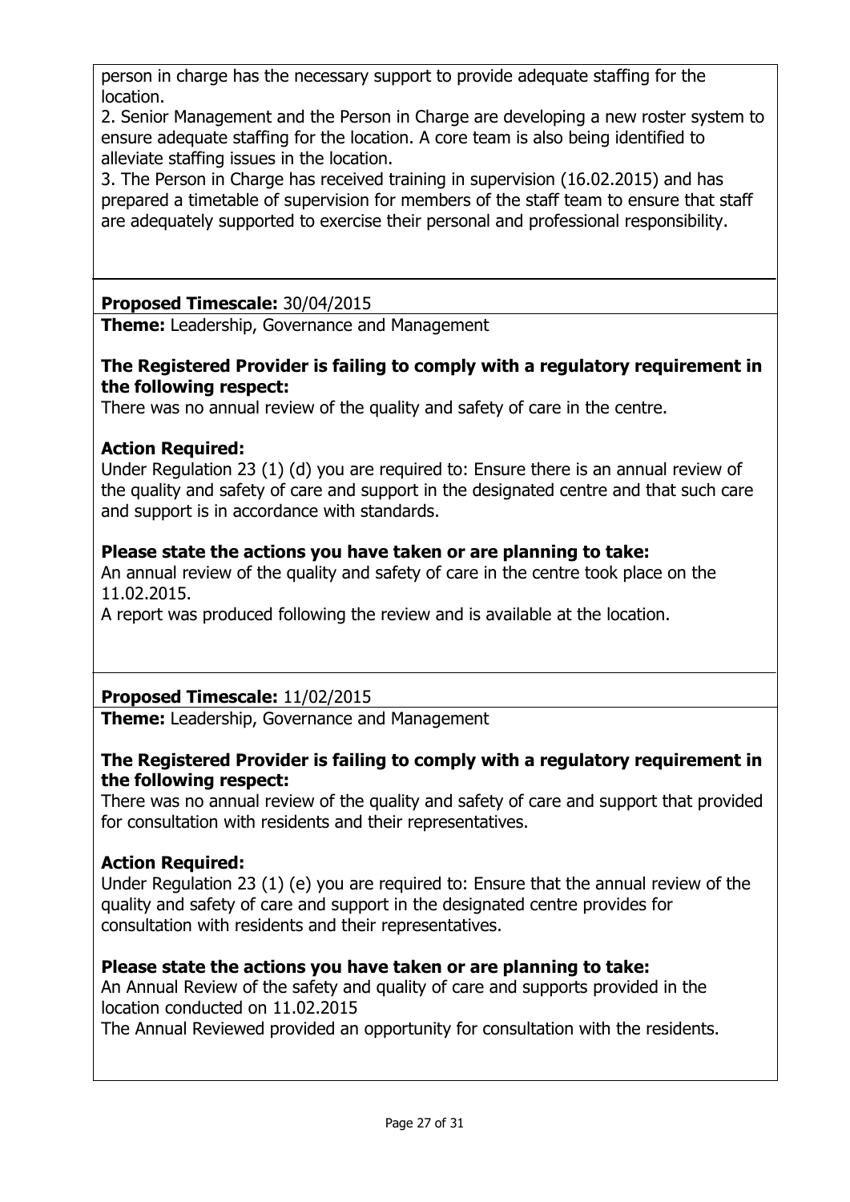person in charge has the necessary support to provide adequate staffing for the location.

2. Senior Management and the Person in Charge are developing a new roster system to ensure adequate staffing for the location. A core team is also being identified to alleviate staffing issues in the location.

3. The Person in Charge has received training in supervision (16.02.2015) and has prepared a timetable of supervision for members of the staff team to ensure that staff are adequately supported to exercise their personal and professional responsibility.

**Proposed Timescale:** 30/04/2015

**Theme:** Leadership, Governance and Management

**The Registered Provider is failing to comply with a regulatory requirement in the following respect:**

There was no annual review of the quality and safety of care in the centre.

**Action Required:**

Under Regulation 23 (1) (d) you are required to: Ensure there is an annual review of the quality and safety of care and support in the designated centre and that such care and support is in accordance with standards.

**Please state the actions you have taken or are planning to take:**

An annual review of the quality and safety of care in the centre took place on the 11.02.2015.

A report was produced following the review and is available at the location.

**Proposed Timescale:** 11/02/2015

**Theme:** Leadership, Governance and Management

**The Registered Provider is failing to comply with a regulatory requirement in the following respect:**

There was no annual review of the quality and safety of care and support that provided for consultation with residents and their representatives.

**Action Required:**

Under Regulation 23 (1) (e) you are required to: Ensure that the annual review of the quality and safety of care and support in the designated centre provides for consultation with residents and their representatives.

**Please state the actions you have taken or are planning to take:**

An Annual Review of the safety and quality of care and supports provided in the location conducted on 11.02.2015

The Annual Reviewed provided an opportunity for consultation with the residents.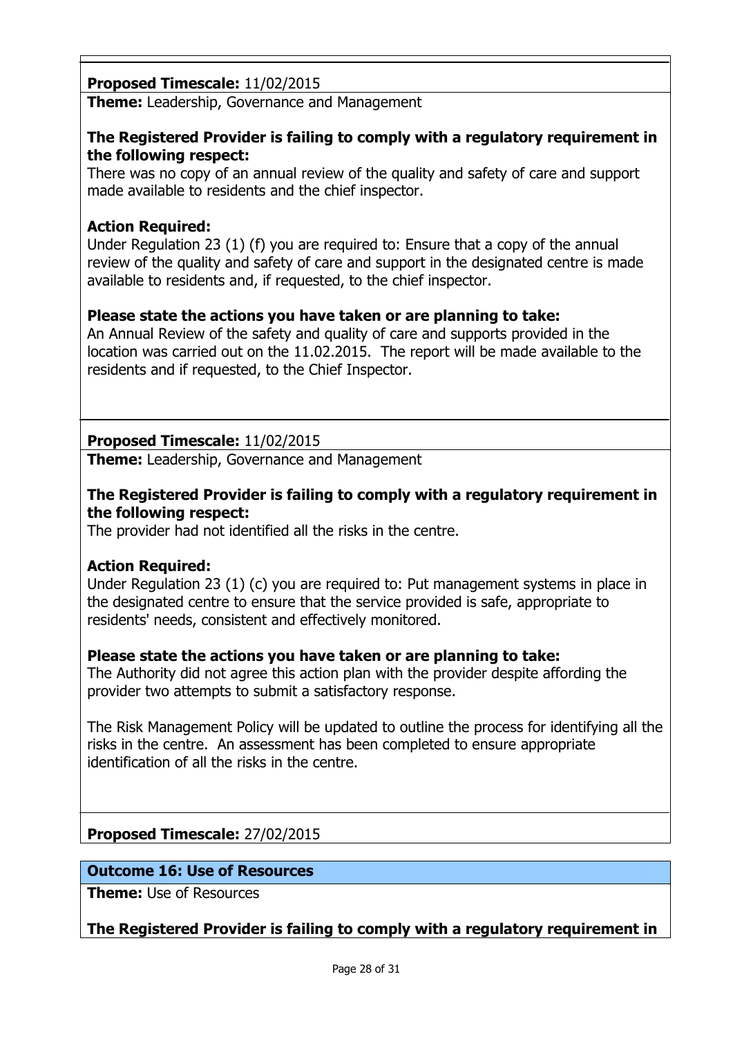**Proposed Timescale:** 11/02/2015

**Theme:** Leadership, Governance and Management

**The Registered Provider is failing to comply with a regulatory requirement in the following respect:**

There was no copy of an annual review of the quality and safety of care and support made available to residents and the chief inspector.

**Action Required:**

Under Regulation 23 (1) (f) you are required to: Ensure that a copy of the annual review of the quality and safety of care and support in the designated centre is made available to residents and, if requested, to the chief inspector.

**Please state the actions you have taken or are planning to take:**

An Annual Review of the safety and quality of care and supports provided in the location was carried out on the 11.02.2015. The report will be made available to the residents and if requested, to the Chief Inspector.

**Proposed Timescale:** 11/02/2015

**Theme:** Leadership, Governance and Management

**The Registered Provider is failing to comply with a regulatory requirement in the following respect:**

The provider had not identified all the risks in the centre.

**Action Required:**

Under Regulation 23 (1) (c) you are required to: Put management systems in place in the designated centre to ensure that the service provided is safe, appropriate to residents' needs, consistent and effectively monitored.

**Please state the actions you have taken or are planning to take:**

The Authority did not agree this action plan with the provider despite affording the provider two attempts to submit a satisfactory response.

The Risk Management Policy will be updated to outline the process for identifying all the risks in the centre. An assessment has been completed to ensure appropriate identification of all the risks in the centre.

**Proposed Timescale:** 27/02/2015

## Outcome 16: Use of Resources

**Theme:** Use of Resources

**The Registered Provider is failing to comply with a regulatory requirement in**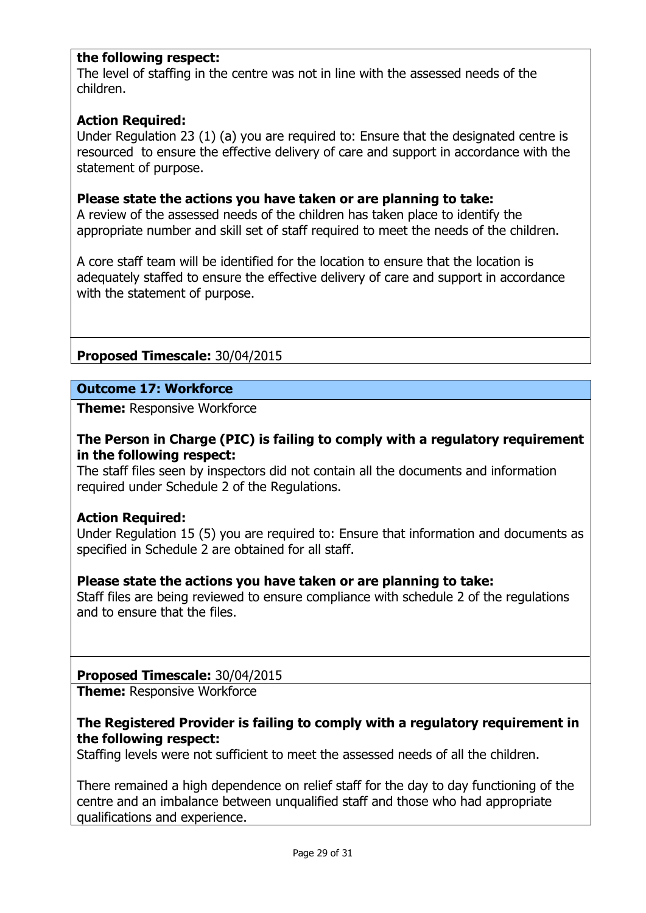**the following respect:**
The level of staffing in the centre was not in line with the assessed needs of the children.

**Action Required:**
Under Regulation 23 (1) (a) you are required to: Ensure that the designated centre is resourced to ensure the effective delivery of care and support in accordance with the statement of purpose.

**Please state the actions you have taken or are planning to take:**
A review of the assessed needs of the children has taken place to identify the appropriate number and skill set of staff required to meet the needs of the children.

A core staff team will be identified for the location to ensure that the location is adequately staffed to ensure the effective delivery of care and support in accordance with the statement of purpose.

**Proposed Timescale:** 30/04/2015

## Outcome 17: Workforce

**Theme:** Responsive Workforce

**The Person in Charge (PIC) is failing to comply with a regulatory requirement in the following respect:**
The staff files seen by inspectors did not contain all the documents and information required under Schedule 2 of the Regulations.

**Action Required:**
Under Regulation 15 (5) you are required to: Ensure that information and documents as specified in Schedule 2 are obtained for all staff.

**Please state the actions you have taken or are planning to take:**
Staff files are being reviewed to ensure compliance with schedule 2 of the regulations and to ensure that the files.

**Proposed Timescale:** 30/04/2015

**Theme:** Responsive Workforce

**The Registered Provider is failing to comply with a regulatory requirement in the following respect:**
Staffing levels were not sufficient to meet the assessed needs of all the children.

There remained a high dependence on relief staff for the day to day functioning of the centre and an imbalance between unqualified staff and those who had appropriate qualifications and experience.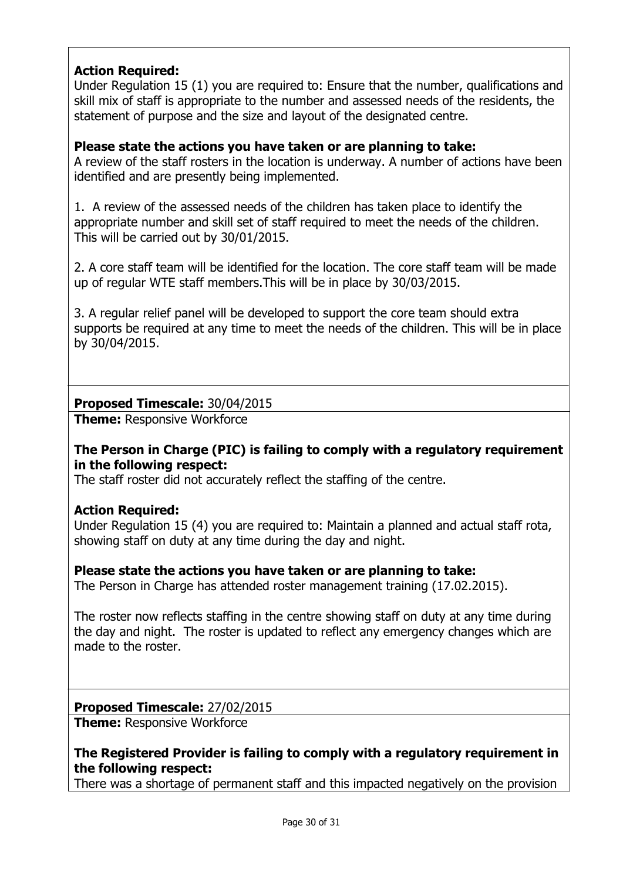**Action Required:**
Under Regulation 15 (1) you are required to: Ensure that the number, qualifications and skill mix of staff is appropriate to the number and assessed needs of the residents, the statement of purpose and the size and layout of the designated centre.

**Please state the actions you have taken or are planning to take:**
A review of the staff rosters in the location is underway. A number of actions have been identified and are presently being implemented.

1. A review of the assessed needs of the children has taken place to identify the appropriate number and skill set of staff required to meet the needs of the children. This will be carried out by 30/01/2015.

2. A core staff team will be identified for the location. The core staff team will be made up of regular WTE staff members.This will be in place by 30/03/2015.

3. A regular relief panel will be developed to support the core team should extra supports be required at any time to meet the needs of the children. This will be in place by 30/04/2015.

**Proposed Timescale:** 30/04/2015

**Theme:** Responsive Workforce

**The Person in Charge (PIC) is failing to comply with a regulatory requirement in the following respect:**
The staff roster did not accurately reflect the staffing of the centre.

**Action Required:**
Under Regulation 15 (4) you are required to: Maintain a planned and actual staff rota, showing staff on duty at any time during the day and night.

**Please state the actions you have taken or are planning to take:**
The Person in Charge has attended roster management training (17.02.2015).

The roster now reflects staffing in the centre showing staff on duty at any time during the day and night. The roster is updated to reflect any emergency changes which are made to the roster.

**Proposed Timescale:** 27/02/2015

**Theme:** Responsive Workforce

**The Registered Provider is failing to comply with a regulatory requirement in the following respect:**
There was a shortage of permanent staff and this impacted negatively on the provision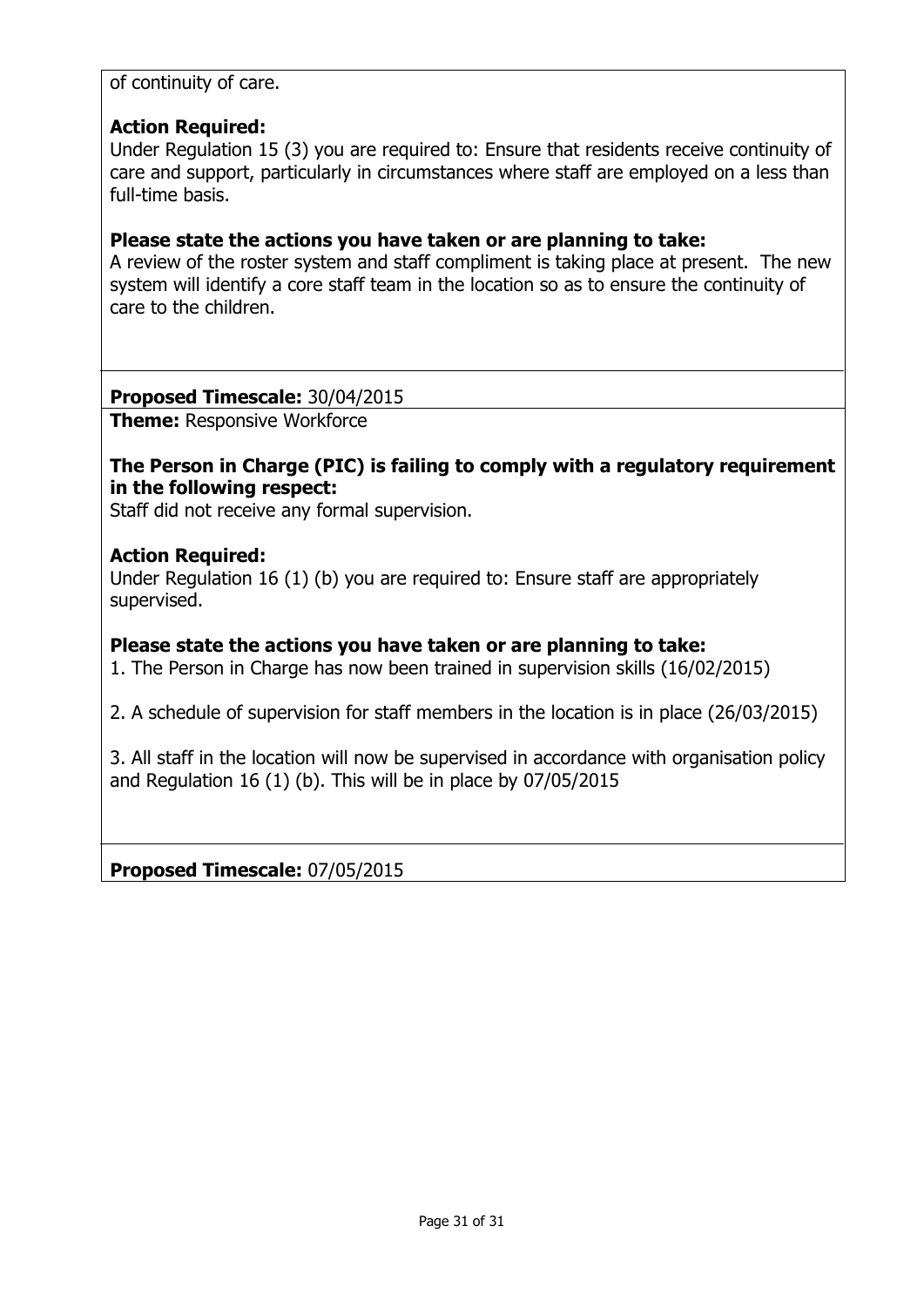of continuity of care.

**Action Required:**
Under Regulation 15 (3) you are required to: Ensure that residents receive continuity of care and support, particularly in circumstances where staff are employed on a less than full-time basis.

**Please state the actions you have taken or are planning to take:**
A review of the roster system and staff compliment is taking place at present. The new system will identify a core staff team in the location so as to ensure the continuity of care to the children.

**Proposed Timescale:** 30/04/2015

**Theme:** Responsive Workforce

**The Person in Charge (PIC) is failing to comply with a regulatory requirement in the following respect:**
Staff did not receive any formal supervision.

**Action Required:**
Under Regulation 16 (1) (b) you are required to: Ensure staff are appropriately supervised.

**Please state the actions you have taken or are planning to take:**
1. The Person in Charge has now been trained in supervision skills (16/02/2015)

2. A schedule of supervision for staff members in the location is in place (26/03/2015)

3. All staff in the location will now be supervised in accordance with organisation policy and Regulation 16 (1) (b). This will be in place by 07/05/2015

**Proposed Timescale:** 07/05/2015